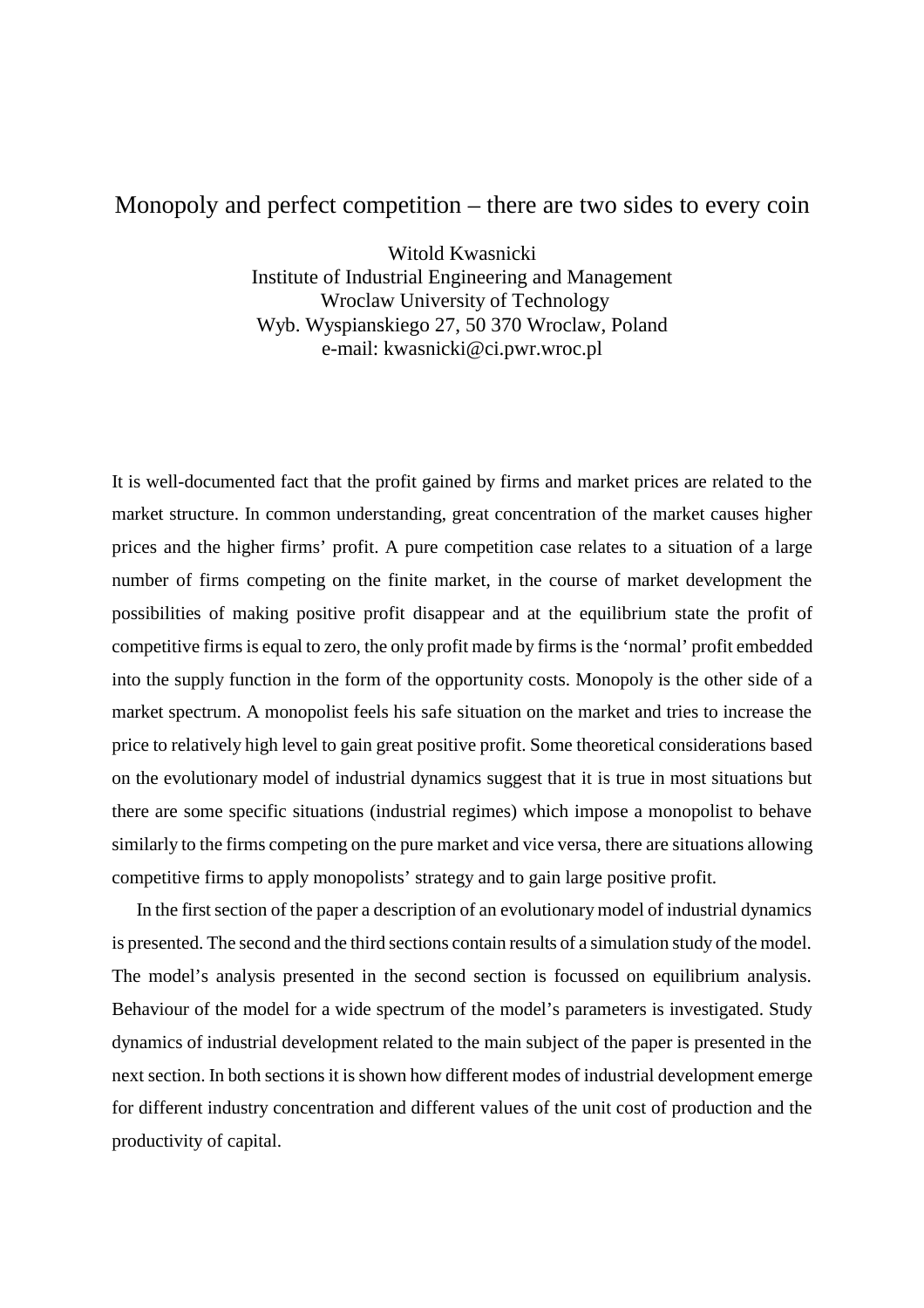# Monopoly and perfect competition – there are two sides to every coin

Witold Kwasnicki
Institute of Industrial Engineering and Management
Wroclaw University of Technology
Wyb. Wyspianskiego 27, 50 370 Wroclaw, Poland
e-mail: kwasnicki@ci.pwr.wroc.pl

It is well-documented fact that the profit gained by firms and market prices are related to the market structure. In common understanding, great concentration of the market causes higher prices and the higher firms' profit. A pure competition case relates to a situation of a large number of firms competing on the finite market, in the course of market development the possibilities of making positive profit disappear and at the equilibrium state the profit of competitive firms is equal to zero, the only profit made by firms is the 'normal' profit embedded into the supply function in the form of the opportunity costs. Monopoly is the other side of a market spectrum. A monopolist feels his safe situation on the market and tries to increase the price to relatively high level to gain great positive profit. Some theoretical considerations based on the evolutionary model of industrial dynamics suggest that it is true in most situations but there are some specific situations (industrial regimes) which impose a monopolist to behave similarly to the firms competing on the pure market and vice versa, there are situations allowing competitive firms to apply monopolists' strategy and to gain large positive profit.

In the first section of the paper a description of an evolutionary model of industrial dynamics is presented. The second and the third sections contain results of a simulation study of the model. The model's analysis presented in the second section is focussed on equilibrium analysis. Behaviour of the model for a wide spectrum of the model's parameters is investigated. Study dynamics of industrial development related to the main subject of the paper is presented in the next section. In both sections it is shown how different modes of industrial development emerge for different industry concentration and different values of the unit cost of production and the productivity of capital.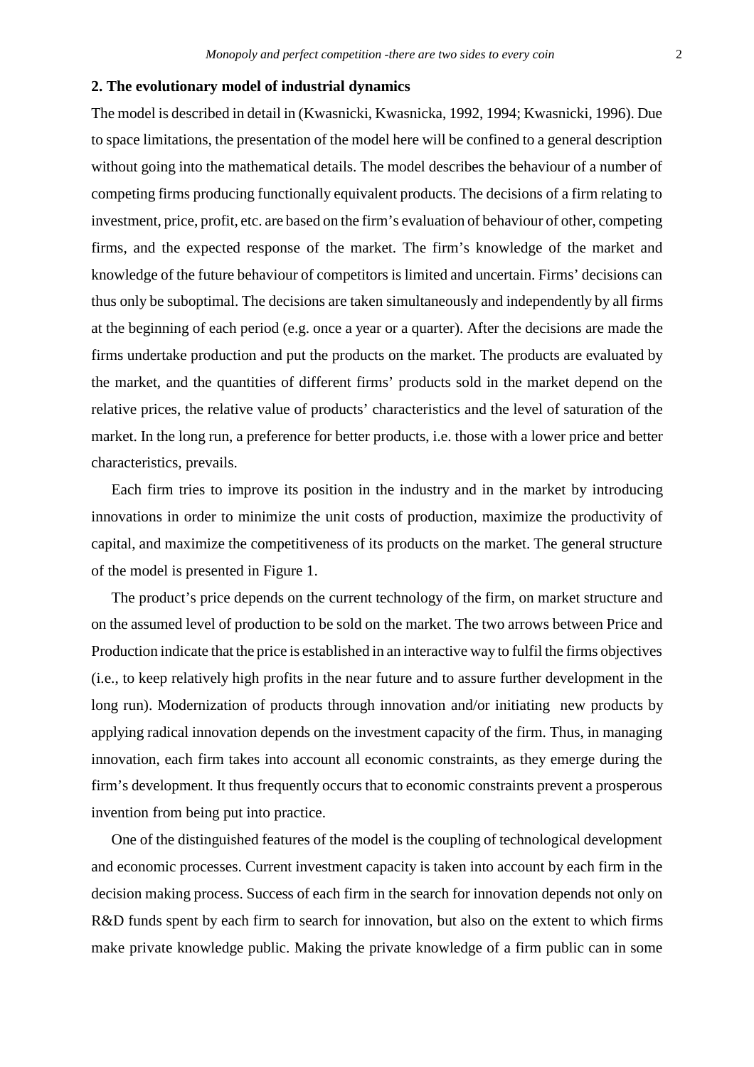## 2. The evolutionary model of industrial dynamics

The model is described in detail in (Kwasnicki, Kwasnicka, 1992, 1994; Kwasnicki, 1996). Due to space limitations, the presentation of the model here will be confined to a general description without going into the mathematical details. The model describes the behaviour of a number of competing firms producing functionally equivalent products. The decisions of a firm relating to investment, price, profit, etc. are based on the firm's evaluation of behaviour of other, competing firms, and the expected response of the market. The firm's knowledge of the market and knowledge of the future behaviour of competitors is limited and uncertain. Firms' decisions can thus only be suboptimal. The decisions are taken simultaneously and independently by all firms at the beginning of each period (e.g. once a year or a quarter). After the decisions are made the firms undertake production and put the products on the market. The products are evaluated by the market, and the quantities of different firms' products sold in the market depend on the relative prices, the relative value of products' characteristics and the level of saturation of the market. In the long run, a preference for better products, i.e. those with a lower price and better characteristics, prevails.

Each firm tries to improve its position in the industry and in the market by introducing innovations in order to minimize the unit costs of production, maximize the productivity of capital, and maximize the competitiveness of its products on the market. The general structure of the model is presented in Figure 1.

The product's price depends on the current technology of the firm, on market structure and on the assumed level of production to be sold on the market. The two arrows between Price and Production indicate that the price is established in an interactive way to fulfil the firms objectives (i.e., to keep relatively high profits in the near future and to assure further development in the long run). Modernization of products through innovation and/or initiating new products by applying radical innovation depends on the investment capacity of the firm. Thus, in managing innovation, each firm takes into account all economic constraints, as they emerge during the firm's development. It thus frequently occurs that to economic constraints prevent a prosperous invention from being put into practice.

One of the distinguished features of the model is the coupling of technological development and economic processes. Current investment capacity is taken into account by each firm in the decision making process. Success of each firm in the search for innovation depends not only on R&D funds spent by each firm to search for innovation, but also on the extent to which firms make private knowledge public. Making the private knowledge of a firm public can in some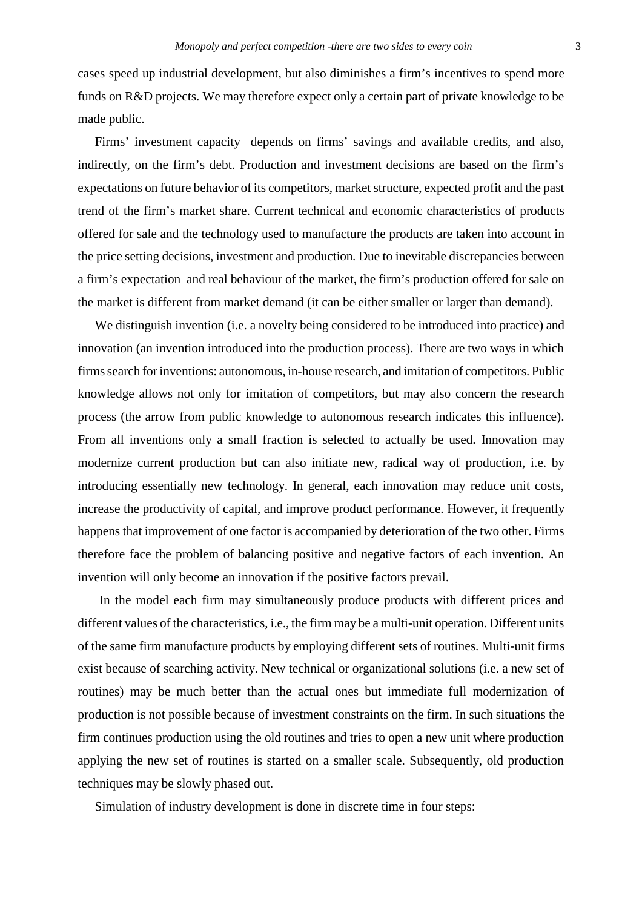cases speed up industrial development, but also diminishes a firm's incentives to spend more funds on R&D projects. We may therefore expect only a certain part of private knowledge to be made public.

Firms' investment capacity depends on firms' savings and available credits, and also, indirectly, on the firm's debt. Production and investment decisions are based on the firm's expectations on future behavior of its competitors, market structure, expected profit and the past trend of the firm's market share. Current technical and economic characteristics of products offered for sale and the technology used to manufacture the products are taken into account in the price setting decisions, investment and production. Due to inevitable discrepancies between a firm's expectation and real behaviour of the market, the firm's production offered for sale on the market is different from market demand (it can be either smaller or larger than demand).

We distinguish invention (i.e. a novelty being considered to be introduced into practice) and innovation (an invention introduced into the production process). There are two ways in which firms search for inventions: autonomous, in-house research, and imitation of competitors. Public knowledge allows not only for imitation of competitors, but may also concern the research process (the arrow from public knowledge to autonomous research indicates this influence). From all inventions only a small fraction is selected to actually be used. Innovation may modernize current production but can also initiate new, radical way of production, i.e. by introducing essentially new technology. In general, each innovation may reduce unit costs, increase the productivity of capital, and improve product performance. However, it frequently happens that improvement of one factor is accompanied by deterioration of the two other. Firms therefore face the problem of balancing positive and negative factors of each invention. An invention will only become an innovation if the positive factors prevail.

In the model each firm may simultaneously produce products with different prices and different values of the characteristics, i.e., the firm may be a multi-unit operation. Different units of the same firm manufacture products by employing different sets of routines. Multi-unit firms exist because of searching activity. New technical or organizational solutions (i.e. a new set of routines) may be much better than the actual ones but immediate full modernization of production is not possible because of investment constraints on the firm. In such situations the firm continues production using the old routines and tries to open a new unit where production applying the new set of routines is started on a smaller scale. Subsequently, old production techniques may be slowly phased out.

Simulation of industry development is done in discrete time in four steps: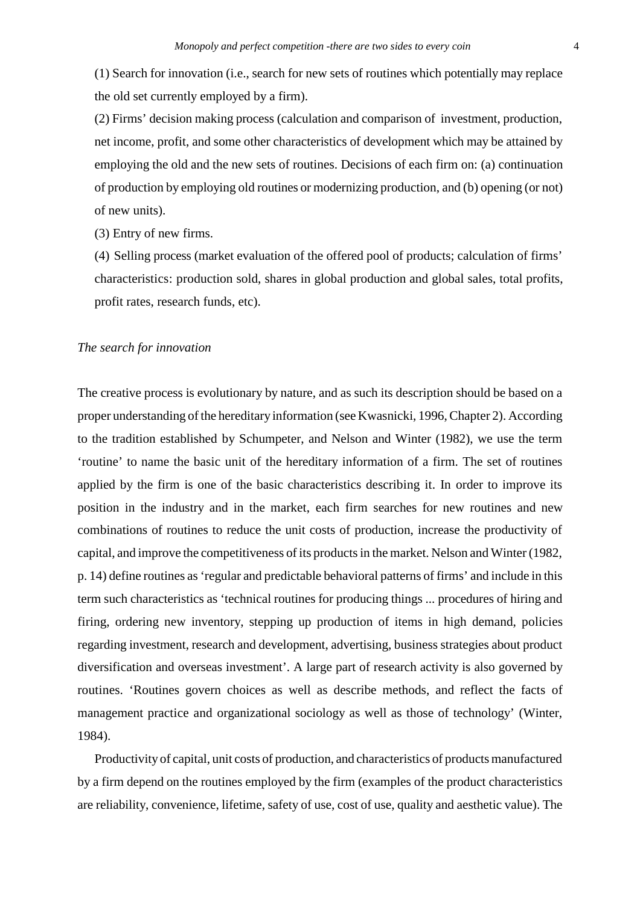(1) Search for innovation (i.e., search for new sets of routines which potentially may replace the old set currently employed by a firm).

(2) Firms' decision making process (calculation and comparison of investment, production, net income, profit, and some other characteristics of development which may be attained by employing the old and the new sets of routines. Decisions of each firm on: (a) continuation of production by employing old routines or modernizing production, and (b) opening (or not) of new units).

(3) Entry of new firms.

(4) Selling process (market evaluation of the offered pool of products; calculation of firms' characteristics: production sold, shares in global production and global sales, total profits, profit rates, research funds, etc).

*The search for innovation*

The creative process is evolutionary by nature, and as such its description should be based on a proper understanding of the hereditary information (see Kwasnicki, 1996, Chapter 2). According to the tradition established by Schumpeter, and Nelson and Winter (1982), we use the term 'routine' to name the basic unit of the hereditary information of a firm. The set of routines applied by the firm is one of the basic characteristics describing it. In order to improve its position in the industry and in the market, each firm searches for new routines and new combinations of routines to reduce the unit costs of production, increase the productivity of capital, and improve the competitiveness of its products in the market. Nelson and Winter (1982, p. 14) define routines as 'regular and predictable behavioral patterns of firms' and include in this term such characteristics as 'technical routines for producing things ... procedures of hiring and firing, ordering new inventory, stepping up production of items in high demand, policies regarding investment, research and development, advertising, business strategies about product diversification and overseas investment'. A large part of research activity is also governed by routines. 'Routines govern choices as well as describe methods, and reflect the facts of management practice and organizational sociology as well as those of technology' (Winter, 1984).

Productivity of capital, unit costs of production, and characteristics of products manufactured by a firm depend on the routines employed by the firm (examples of the product characteristics are reliability, convenience, lifetime, safety of use, cost of use, quality and aesthetic value). The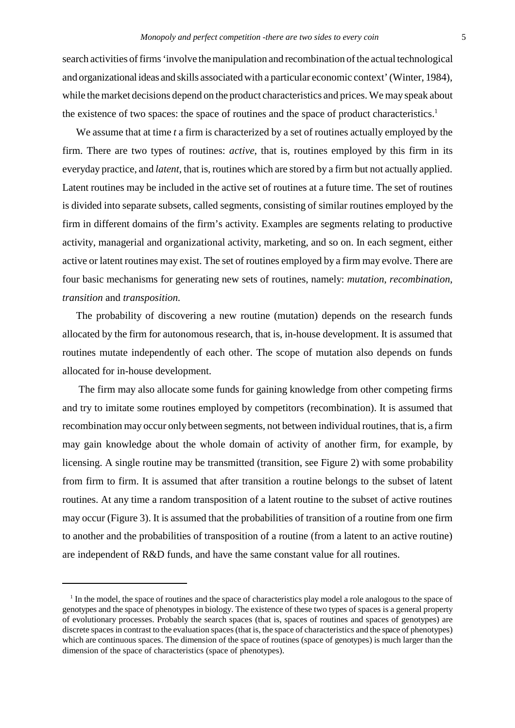search activities of firms 'involve the manipulation and recombination of the actual technological and organizational ideas and skills associated with a particular economic context' (Winter, 1984), while the market decisions depend on the product characteristics and prices. We may speak about the existence of two spaces: the space of routines and the space of product characteristics.[1]

We assume that at time *t* a firm is characterized by a set of routines actually employed by the firm. There are two types of routines: *active*, that is, routines employed by this firm in its everyday practice, and *latent*, that is, routines which are stored by a firm but not actually applied. Latent routines may be included in the active set of routines at a future time. The set of routines is divided into separate subsets, called segments, consisting of similar routines employed by the firm in different domains of the firm's activity. Examples are segments relating to productive activity, managerial and organizational activity, marketing, and so on. In each segment, either active or latent routines may exist. The set of routines employed by a firm may evolve. There are four basic mechanisms for generating new sets of routines, namely: *mutation*, *recombination*, *transition* and *transposition.*

The probability of discovering a new routine (mutation) depends on the research funds allocated by the firm for autonomous research, that is, in-house development. It is assumed that routines mutate independently of each other. The scope of mutation also depends on funds allocated for in-house development.

The firm may also allocate some funds for gaining knowledge from other competing firms and try to imitate some routines employed by competitors (recombination). It is assumed that recombination may occur only between segments, not between individual routines, that is, a firm may gain knowledge about the whole domain of activity of another firm, for example, by licensing. A single routine may be transmitted (transition, see Figure 2) with some probability from firm to firm. It is assumed that after transition a routine belongs to the subset of latent routines. At any time a random transposition of a latent routine to the subset of active routines may occur (Figure 3). It is assumed that the probabilities of transition of a routine from one firm to another and the probabilities of transposition of a routine (from a latent to an active routine) are independent of R&D funds, and have the same constant value for all routines.

---

[1] In the model, the space of routines and the space of characteristics play model a role analogous to the space of genotypes and the space of phenotypes in biology. The existence of these two types of spaces is a general property of evolutionary processes. Probably the search spaces (that is, spaces of routines and spaces of genotypes) are discrete spaces in contrast to the evaluation spaces (that is, the space of characteristics and the space of phenotypes) which are continuous spaces. The dimension of the space of routines (space of genotypes) is much larger than the dimension of the space of characteristics (space of phenotypes).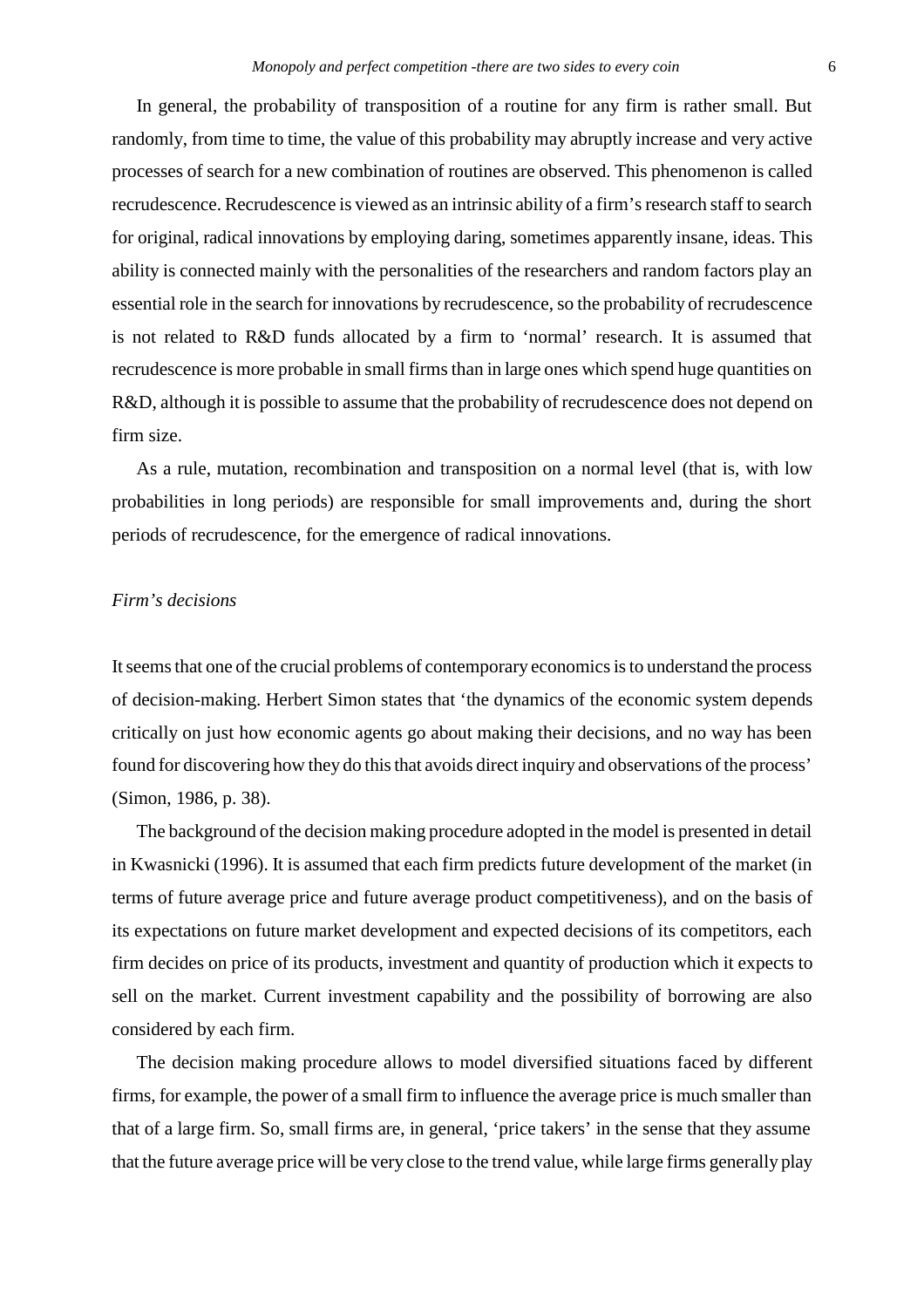In general, the probability of transposition of a routine for any firm is rather small. But randomly, from time to time, the value of this probability may abruptly increase and very active processes of search for a new combination of routines are observed. This phenomenon is called recrudescence. Recrudescence is viewed as an intrinsic ability of a firm's research staff to search for original, radical innovations by employing daring, sometimes apparently insane, ideas. This ability is connected mainly with the personalities of the researchers and random factors play an essential role in the search for innovations by recrudescence, so the probability of recrudescence is not related to R&D funds allocated by a firm to 'normal' research. It is assumed that recrudescence is more probable in small firms than in large ones which spend huge quantities on R&D, although it is possible to assume that the probability of recrudescence does not depend on firm size.

As a rule, mutation, recombination and transposition on a normal level (that is, with low probabilities in long periods) are responsible for small improvements and, during the short periods of recrudescence, for the emergence of radical innovations.

### *Firm's decisions*

It seems that one of the crucial problems of contemporary economics is to understand the process of decision-making. Herbert Simon states that 'the dynamics of the economic system depends critically on just how economic agents go about making their decisions, and no way has been found for discovering how they do this that avoids direct inquiry and observations of the process' (Simon, 1986, p. 38).

The background of the decision making procedure adopted in the model is presented in detail in Kwasnicki (1996). It is assumed that each firm predicts future development of the market (in terms of future average price and future average product competitiveness), and on the basis of its expectations on future market development and expected decisions of its competitors, each firm decides on price of its products, investment and quantity of production which it expects to sell on the market. Current investment capability and the possibility of borrowing are also considered by each firm.

The decision making procedure allows to model diversified situations faced by different firms, for example, the power of a small firm to influence the average price is much smaller than that of a large firm. So, small firms are, in general, 'price takers' in the sense that they assume that the future average price will be very close to the trend value, while large firms generally play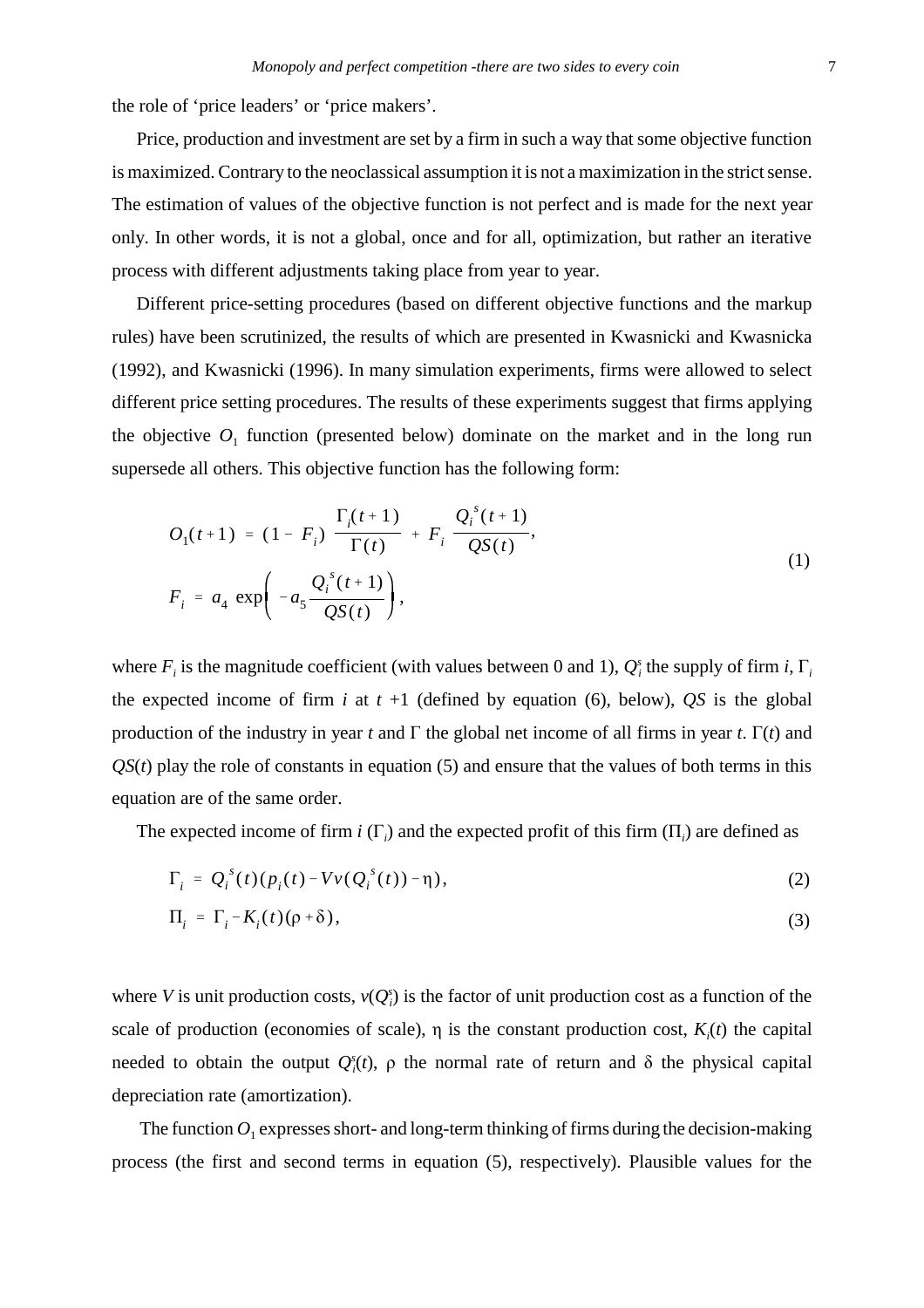the role of ‘price leaders’ or ‘price makers’.

Price, production and investment are set by a firm in such a way that some objective function is maximized. Contrary to the neoclassical assumption it is not a maximization in the strict sense. The estimation of values of the objective function is not perfect and is made for the next year only. In other words, it is not a global, once and for all, optimization, but rather an iterative process with different adjustments taking place from year to year.

Different price-setting procedures (based on different objective functions and the markup rules) have been scrutinized, the results of which are presented in Kwasnicki and Kwasnicka (1992), and Kwasnicki (1996). In many simulation experiments, firms were allowed to select different price setting procedures. The results of these experiments suggest that firms applying the objective $O_1$ function (presented below) dominate on the market and in the long run supersede all others. This objective function has the following form:

$$
\begin{aligned}
O_1(t+1) &= (1 - F_i)\,\frac{\Gamma_i(t+1)}{\Gamma(t)} + F_i\,\frac{Q_i^s(t+1)}{QS(t)}, \\
F_i &= a_4 \exp\!\left( -a_5 \frac{Q_i^s(t+1)}{QS(t)} \right),
\end{aligned}
\tag{1}
$$

where $F_i$ is the magnitude coefficient (with values between 0 and 1), $Q_i^s$ the supply of firm $i$, $\Gamma_i$ the expected income of firm $i$ at $t$ +1 (defined by equation (6), below), $QS$ is the global production of the industry in year $t$ and $\Gamma$ the global net income of all firms in year $t$. $\Gamma(t)$ and $QS(t)$ play the role of constants in equation (5) and ensure that the values of both terms in this equation are of the same order.

The expected income of firm $i$ ($\Gamma_i$) and the expected profit of this firm ($\Pi_i$) are defined as

$$
\Gamma_i = Q_i^s(t)\big(p_i(t) - V v(Q_i^s(t)) - \eta\big), \tag{2}
$$

$$
\Pi_i = \Gamma_i - K_i(t)(\rho + \delta), \tag{3}
$$

where $V$ is unit production costs, $v(Q_i^s)$ is the factor of unit production cost as a function of the scale of production (economies of scale), $\eta$ is the constant production cost, $K_i(t)$ the capital needed to obtain the output $Q_i^s(t)$, $\rho$ the normal rate of return and $\delta$ the physical capital depreciation rate (amortization).

The function $O_1$ expresses short- and long-term thinking of firms during the decision-making process (the first and second terms in equation (5), respectively). Plausible values for the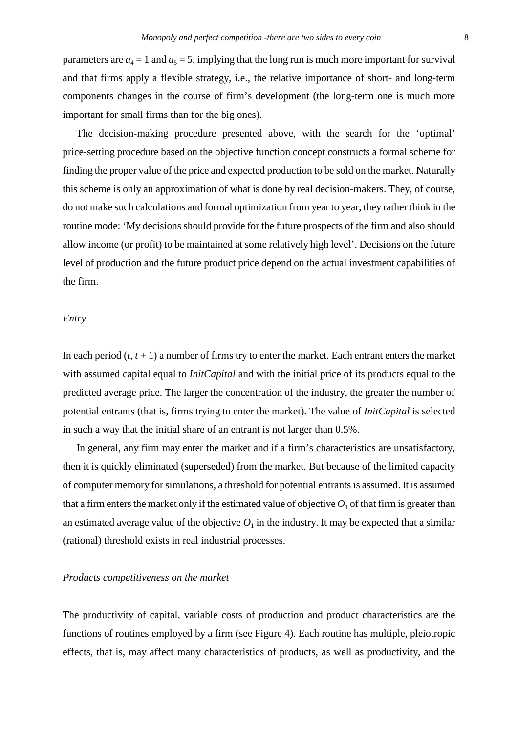parameters are $a_4 = 1$ and $a_5 = 5$, implying that the long run is much more important for survival and that firms apply a flexible strategy, i.e., the relative importance of short- and long-term components changes in the course of firm's development (the long-term one is much more important for small firms than for the big ones).

The decision-making procedure presented above, with the search for the 'optimal' price-setting procedure based on the objective function concept constructs a formal scheme for finding the proper value of the price and expected production to be sold on the market. Naturally this scheme is only an approximation of what is done by real decision-makers. They, of course, do not make such calculations and formal optimization from year to year, they rather think in the routine mode: 'My decisions should provide for the future prospects of the firm and also should allow income (or profit) to be maintained at some relatively high level'. Decisions on the future level of production and the future product price depend on the actual investment capabilities of the firm.

*Entry*

In each period $(t, t + 1)$ a number of firms try to enter the market. Each entrant enters the market with assumed capital equal to *InitCapital* and with the initial price of its products equal to the predicted average price. The larger the concentration of the industry, the greater the number of potential entrants (that is, firms trying to enter the market). The value of *InitCapital* is selected in such a way that the initial share of an entrant is not larger than 0.5%.

In general, any firm may enter the market and if a firm's characteristics are unsatisfactory, then it is quickly eliminated (superseded) from the market. But because of the limited capacity of computer memory for simulations, a threshold for potential entrants is assumed. It is assumed that a firm enters the market only if the estimated value of objective $O_1$ of that firm is greater than an estimated average value of the objective $O_1$ in the industry. It may be expected that a similar (rational) threshold exists in real industrial processes.

*Products competitiveness on the market*

The productivity of capital, variable costs of production and product characteristics are the functions of routines employed by a firm (see Figure 4). Each routine has multiple, pleiotropic effects, that is, may affect many characteristics of products, as well as productivity, and the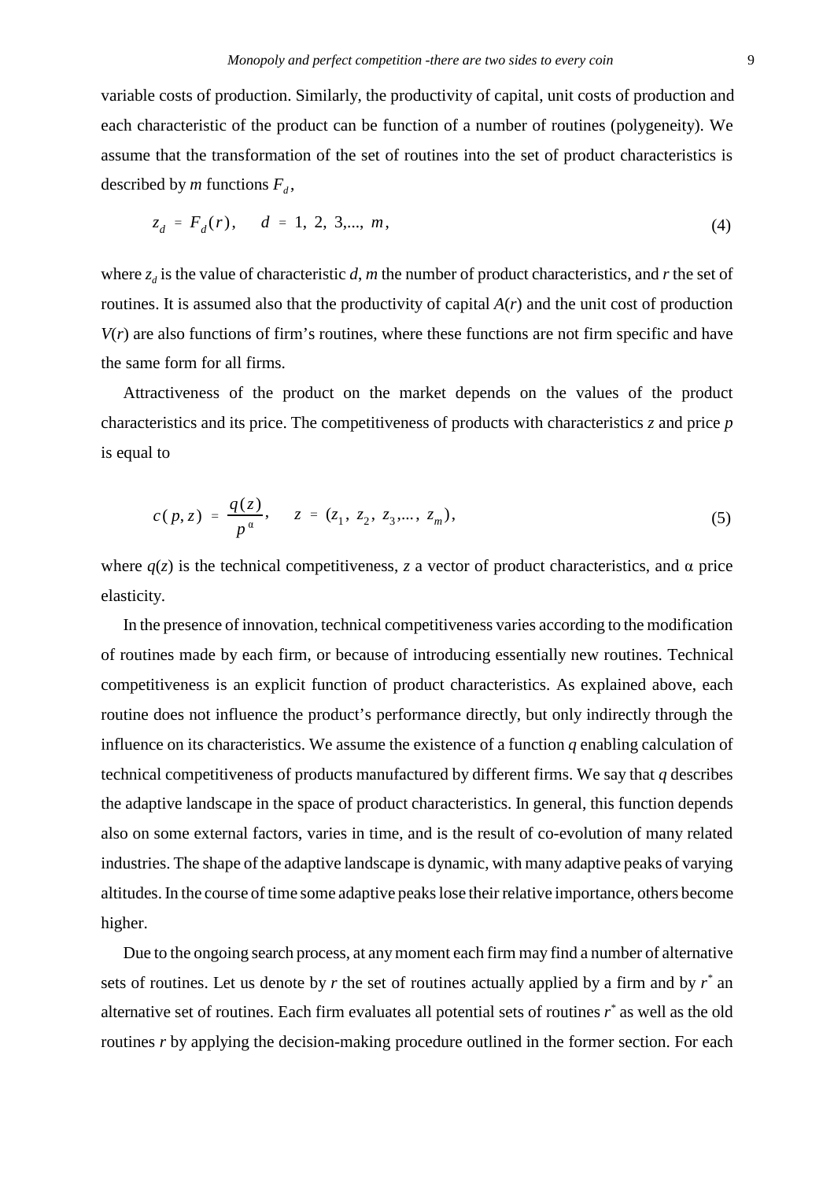variable costs of production. Similarly, the productivity of capital, unit costs of production and each characteristic of the product can be function of a number of routines (polygeneity). We assume that the transformation of the set of routines into the set of product characteristics is described by *m* functions $F_d$,

$$z_d = F_d(r), \quad d = 1, 2, 3,..., m, \tag{4}$$

where $z_d$ is the value of characteristic *d*, *m* the number of product characteristics, and *r* the set of routines. It is assumed also that the productivity of capital $A(r)$ and the unit cost of production $V(r)$ are also functions of firm's routines, where these functions are not firm specific and have the same form for all firms.

Attractiveness of the product on the market depends on the values of the product characteristics and its price. The competitiveness of products with characteristics *z* and price *p* is equal to

$$c(p, z) = \frac{q(z)}{p^{\alpha}}, \quad z = (z_1, z_2, z_3,..., z_m), \tag{5}$$

where $q(z)$ is the technical competitiveness, *z* a vector of product characteristics, and α price elasticity.

In the presence of innovation, technical competitiveness varies according to the modification of routines made by each firm, or because of introducing essentially new routines. Technical competitiveness is an explicit function of product characteristics. As explained above, each routine does not influence the product's performance directly, but only indirectly through the influence on its characteristics. We assume the existence of a function *q* enabling calculation of technical competitiveness of products manufactured by different firms. We say that *q* describes the adaptive landscape in the space of product characteristics. In general, this function depends also on some external factors, varies in time, and is the result of co-evolution of many related industries. The shape of the adaptive landscape is dynamic, with many adaptive peaks of varying altitudes. In the course of time some adaptive peaks lose their relative importance, others become higher.

Due to the ongoing search process, at any moment each firm may find a number of alternative sets of routines. Let us denote by *r* the set of routines actually applied by a firm and by $r^*$ an alternative set of routines. Each firm evaluates all potential sets of routines $r^*$ as well as the old routines *r* by applying the decision-making procedure outlined in the former section. For each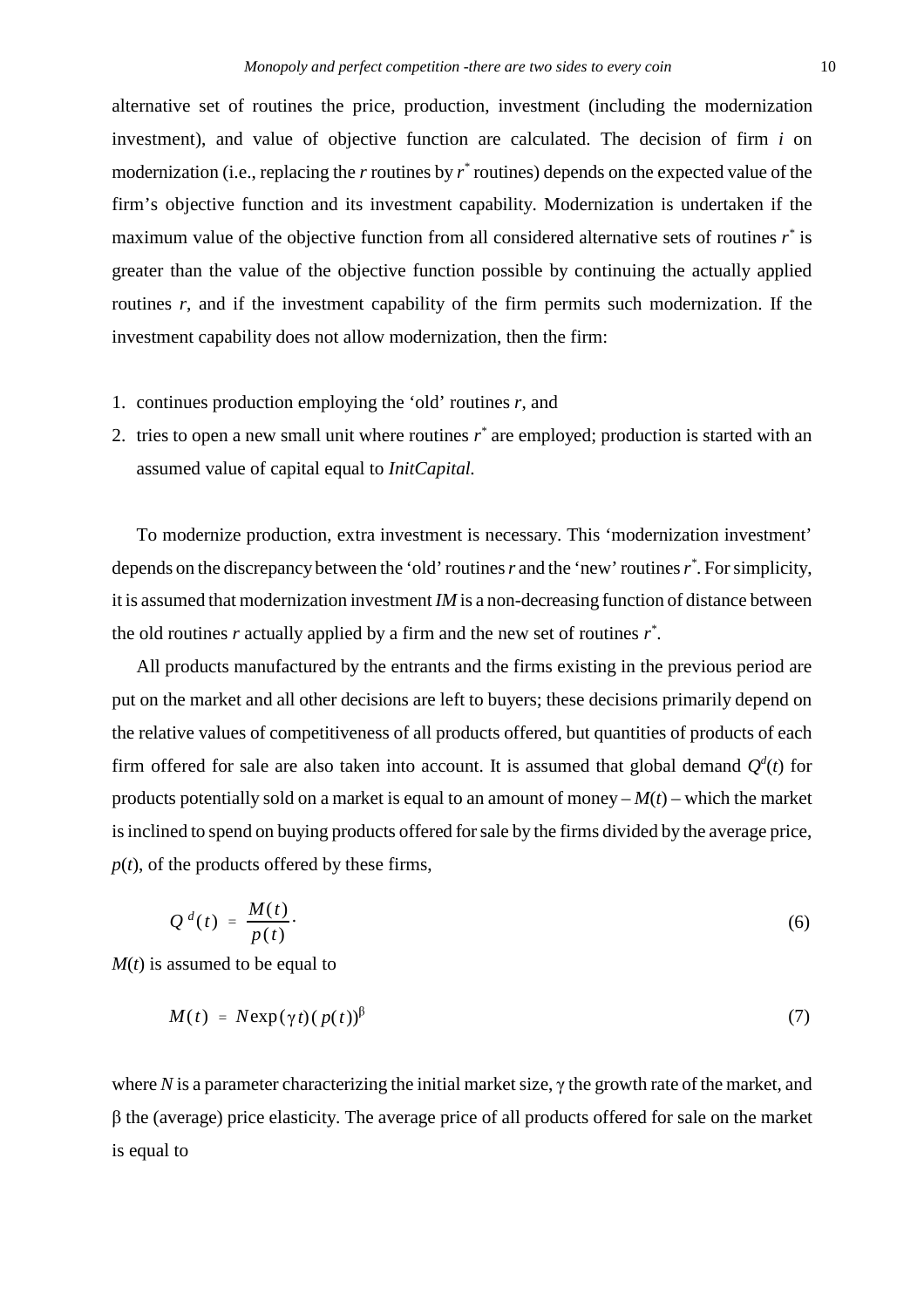alternative set of routines the price, production, investment (including the modernization investment), and value of objective function are calculated. The decision of firm *i* on modernization (i.e., replacing the *r* routines by $r^*$ routines) depends on the expected value of the firm's objective function and its investment capability. Modernization is undertaken if the maximum value of the objective function from all considered alternative sets of routines $r^*$ is greater than the value of the objective function possible by continuing the actually applied routines *r*, and if the investment capability of the firm permits such modernization. If the investment capability does not allow modernization, then the firm:

1. continues production employing the 'old' routines *r*, and
2. tries to open a new small unit where routines $r^*$ are employed; production is started with an assumed value of capital equal to *InitCapital.*

To modernize production, extra investment is necessary. This 'modernization investment' depends on the discrepancy between the 'old' routines *r* and the 'new' routines $r^*$. For simplicity, it is assumed that modernization investment *IM* is a non-decreasing function of distance between the old routines *r* actually applied by a firm and the new set of routines $r^*$.

All products manufactured by the entrants and the firms existing in the previous period are put on the market and all other decisions are left to buyers; these decisions primarily depend on the relative values of competitiveness of all products offered, but quantities of products of each firm offered for sale are also taken into account. It is assumed that global demand $Q^d(t)$ for products potentially sold on a market is equal to an amount of money – $M(t)$ – which the market is inclined to spend on buying products offered for sale by the firms divided by the average price, $p(t)$, of the products offered by these firms,

$$Q^d(t) = \frac{M(t)}{p(t)}. \tag{6}$$

$M(t)$ is assumed to be equal to

$$M(t) = N \exp(\gamma t)(p(t))^{\beta} \tag{7}$$

where *N* is a parameter characterizing the initial market size, $\gamma$ the growth rate of the market, and $\beta$ the (average) price elasticity. The average price of all products offered for sale on the market is equal to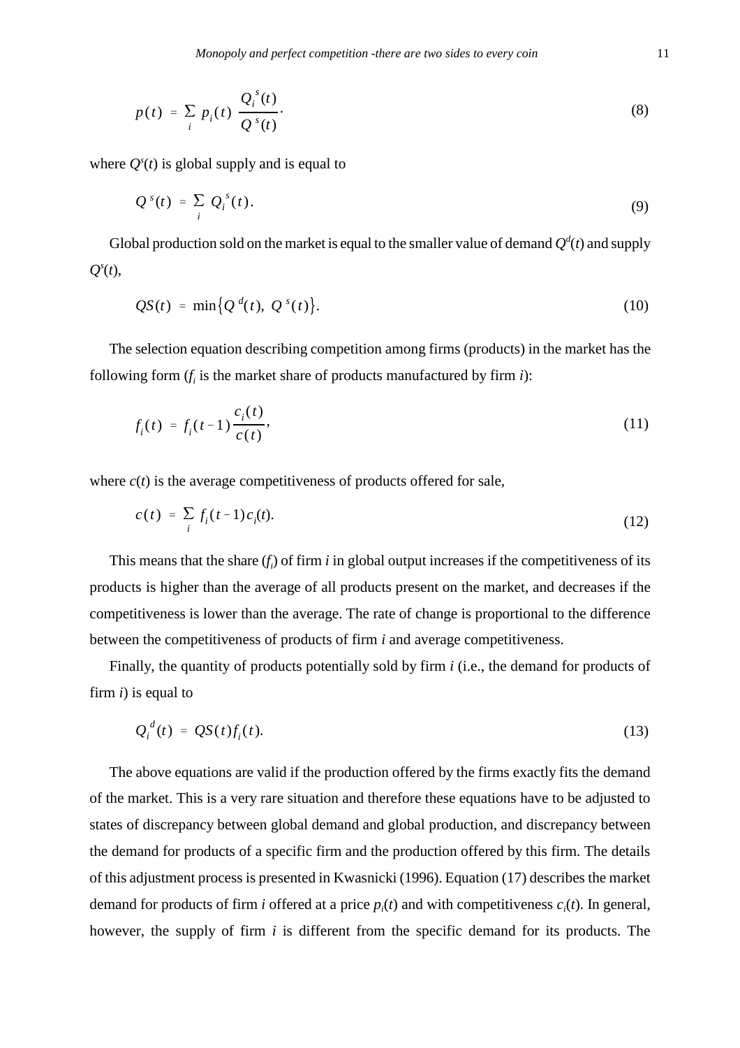$$p(t) = \sum_i p_i(t) \frac{Q_i^s(t)}{Q^s(t)}. \tag{8}$$

where $Q^s(t)$ is global supply and is equal to

$$Q^s(t) = \sum_i Q_i^s(t). \tag{9}$$

Global production sold on the market is equal to the smaller value of demand $Q^d(t)$ and supply $Q^s(t)$,

$$QS(t) = \min\{Q^d(t),\ Q^s(t)\}. \tag{10}$$

The selection equation describing competition among firms (products) in the market has the following form ($f_i$ is the market share of products manufactured by firm $i$):

$$f_i(t) = f_i(t-1)\frac{c_i(t)}{c(t)}, \tag{11}$$

where $c(t)$ is the average competitiveness of products offered for sale,

$$c(t) = \sum_i f_i(t-1)c_i(t). \tag{12}$$

This means that the share ($f_i$) of firm $i$ in global output increases if the competitiveness of its products is higher than the average of all products present on the market, and decreases if the competitiveness is lower than the average. The rate of change is proportional to the difference between the competitiveness of products of firm $i$ and average competitiveness.

Finally, the quantity of products potentially sold by firm $i$ (i.e., the demand for products of firm $i$) is equal to

$$Q_i^d(t) = QS(t)f_i(t). \tag{13}$$

The above equations are valid if the production offered by the firms exactly fits the demand of the market. This is a very rare situation and therefore these equations have to be adjusted to states of discrepancy between global demand and global production, and discrepancy between the demand for products of a specific firm and the production offered by this firm. The details of this adjustment process is presented in Kwasnicki (1996). Equation (17) describes the market demand for products of firm $i$ offered at a price $p_i(t)$ and with competitiveness $c_i(t)$. In general, however, the supply of firm $i$ is different from the specific demand for its products. The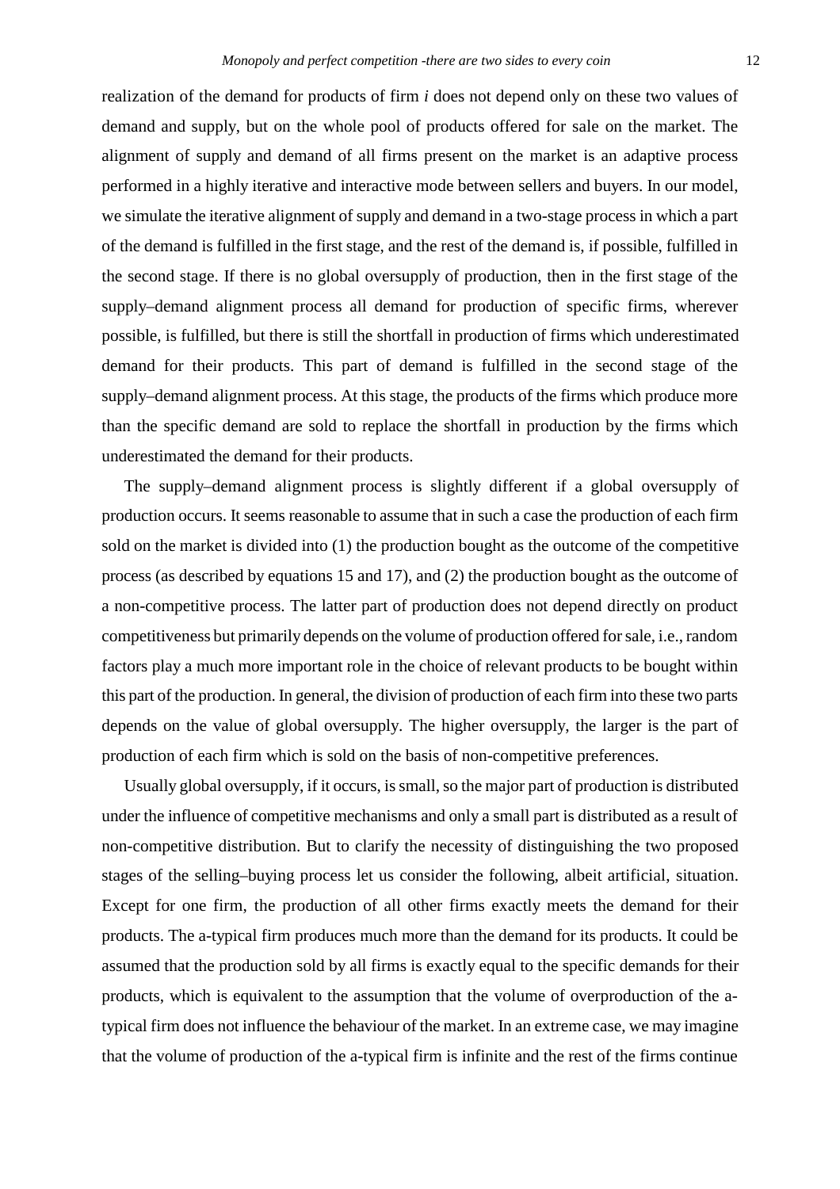realization of the demand for products of firm *i* does not depend only on these two values of demand and supply, but on the whole pool of products offered for sale on the market. The alignment of supply and demand of all firms present on the market is an adaptive process performed in a highly iterative and interactive mode between sellers and buyers. In our model, we simulate the iterative alignment of supply and demand in a two-stage process in which a part of the demand is fulfilled in the first stage, and the rest of the demand is, if possible, fulfilled in the second stage. If there is no global oversupply of production, then in the first stage of the supply–demand alignment process all demand for production of specific firms, wherever possible, is fulfilled, but there is still the shortfall in production of firms which underestimated demand for their products. This part of demand is fulfilled in the second stage of the supply–demand alignment process. At this stage, the products of the firms which produce more than the specific demand are sold to replace the shortfall in production by the firms which underestimated the demand for their products.

The supply–demand alignment process is slightly different if a global oversupply of production occurs. It seems reasonable to assume that in such a case the production of each firm sold on the market is divided into (1) the production bought as the outcome of the competitive process (as described by equations 15 and 17), and (2) the production bought as the outcome of a non-competitive process. The latter part of production does not depend directly on product competitiveness but primarily depends on the volume of production offered for sale, i.e., random factors play a much more important role in the choice of relevant products to be bought within this part of the production. In general, the division of production of each firm into these two parts depends on the value of global oversupply. The higher oversupply, the larger is the part of production of each firm which is sold on the basis of non-competitive preferences.

Usually global oversupply, if it occurs, is small, so the major part of production is distributed under the influence of competitive mechanisms and only a small part is distributed as a result of non-competitive distribution. But to clarify the necessity of distinguishing the two proposed stages of the selling–buying process let us consider the following, albeit artificial, situation. Except for one firm, the production of all other firms exactly meets the demand for their products. The a-typical firm produces much more than the demand for its products. It could be assumed that the production sold by all firms is exactly equal to the specific demands for their products, which is equivalent to the assumption that the volume of overproduction of the a-typical firm does not influence the behaviour of the market. In an extreme case, we may imagine that the volume of production of the a-typical firm is infinite and the rest of the firms continue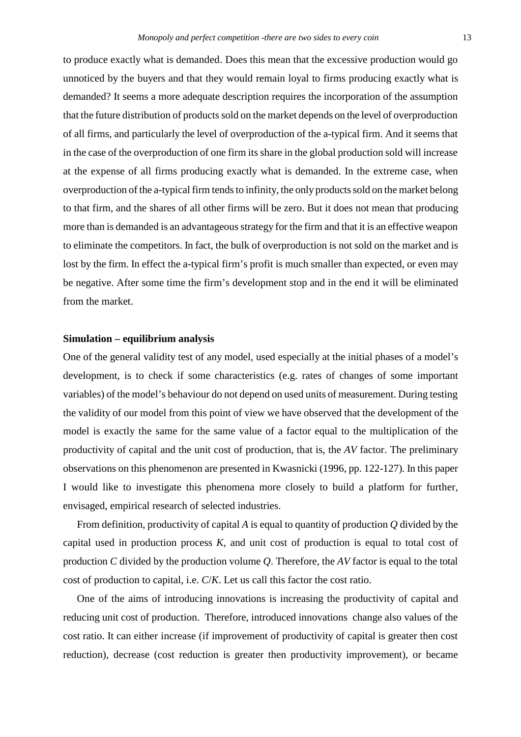to produce exactly what is demanded. Does this mean that the excessive production would go unnoticed by the buyers and that they would remain loyal to firms producing exactly what is demanded? It seems a more adequate description requires the incorporation of the assumption that the future distribution of products sold on the market depends on the level of overproduction of all firms, and particularly the level of overproduction of the a-typical firm. And it seems that in the case of the overproduction of one firm its share in the global production sold will increase at the expense of all firms producing exactly what is demanded. In the extreme case, when overproduction of the a-typical firm tends to infinity, the only products sold on the market belong to that firm, and the shares of all other firms will be zero. But it does not mean that producing more than is demanded is an advantageous strategy for the firm and that it is an effective weapon to eliminate the competitors. In fact, the bulk of overproduction is not sold on the market and is lost by the firm. In effect the a-typical firm's profit is much smaller than expected, or even may be negative. After some time the firm's development stop and in the end it will be eliminated from the market.

**Simulation – equilibrium analysis**

One of the general validity test of any model, used especially at the initial phases of a model's development, is to check if some characteristics (e.g. rates of changes of some important variables) of the model's behaviour do not depend on used units of measurement. During testing the validity of our model from this point of view we have observed that the development of the model is exactly the same for the same value of a factor equal to the multiplication of the productivity of capital and the unit cost of production, that is, the *AV* factor. The preliminary observations on this phenomenon are presented in Kwasnicki (1996, pp. 122-127). In this paper I would like to investigate this phenomena more closely to build a platform for further, envisaged, empirical research of selected industries.

From definition, productivity of capital $A$ is equal to quantity of production $Q$ divided by the capital used in production process $K$, and unit cost of production is equal to total cost of production $C$ divided by the production volume $Q$. Therefore, the *AV* factor is equal to the total cost of production to capital, i.e. $C/K$. Let us call this factor the cost ratio.

One of the aims of introducing innovations is increasing the productivity of capital and reducing unit cost of production. Therefore, introduced innovations change also values of the cost ratio. It can either increase (if improvement of productivity of capital is greater then cost reduction), decrease (cost reduction is greater then productivity improvement), or became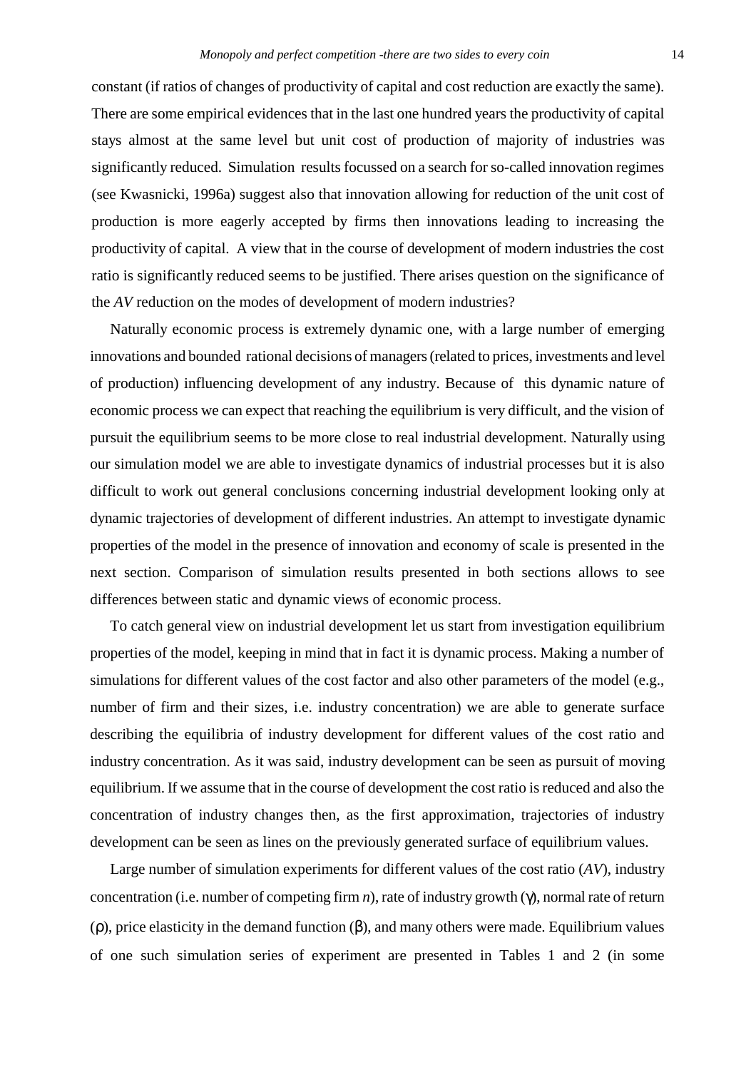constant (if ratios of changes of productivity of capital and cost reduction are exactly the same). There are some empirical evidences that in the last one hundred years the productivity of capital stays almost at the same level but unit cost of production of majority of industries was significantly reduced. Simulation results focussed on a search for so-called innovation regimes (see Kwasnicki, 1996a) suggest also that innovation allowing for reduction of the unit cost of production is more eagerly accepted by firms then innovations leading to increasing the productivity of capital. A view that in the course of development of modern industries the cost ratio is significantly reduced seems to be justified. There arises question on the significance of the *AV* reduction on the modes of development of modern industries?

Naturally economic process is extremely dynamic one, with a large number of emerging innovations and bounded rational decisions of managers (related to prices, investments and level of production) influencing development of any industry. Because of this dynamic nature of economic process we can expect that reaching the equilibrium is very difficult, and the vision of pursuit the equilibrium seems to be more close to real industrial development. Naturally using our simulation model we are able to investigate dynamics of industrial processes but it is also difficult to work out general conclusions concerning industrial development looking only at dynamic trajectories of development of different industries. An attempt to investigate dynamic properties of the model in the presence of innovation and economy of scale is presented in the next section. Comparison of simulation results presented in both sections allows to see differences between static and dynamic views of economic process.

To catch general view on industrial development let us start from investigation equilibrium properties of the model, keeping in mind that in fact it is dynamic process. Making a number of simulations for different values of the cost factor and also other parameters of the model (e.g., number of firm and their sizes, i.e. industry concentration) we are able to generate surface describing the equilibria of industry development for different values of the cost ratio and industry concentration. As it was said, industry development can be seen as pursuit of moving equilibrium. If we assume that in the course of development the cost ratio is reduced and also the concentration of industry changes then, as the first approximation, trajectories of industry development can be seen as lines on the previously generated surface of equilibrium values.

Large number of simulation experiments for different values of the cost ratio (*AV*), industry concentration (i.e. number of competing firm $n$), rate of industry growth ($\gamma$), normal rate of return ($\rho$), price elasticity in the demand function ($\beta$), and many others were made. Equilibrium values of one such simulation series of experiment are presented in Tables 1 and 2 (in some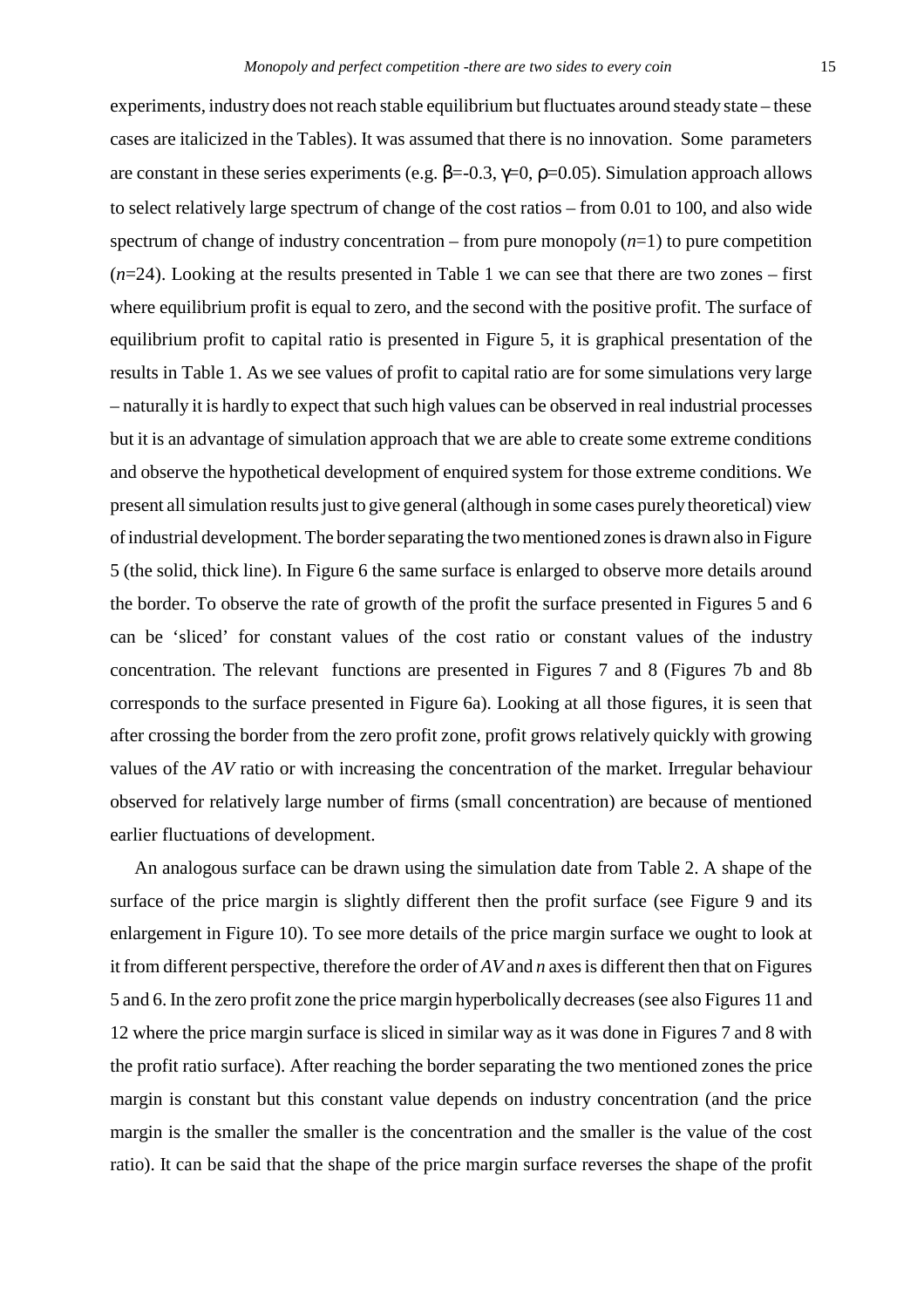experiments, industry does not reach stable equilibrium but fluctuates around steady state – these cases are italicized in the Tables). It was assumed that there is no innovation. Some parameters are constant in these series experiments (e.g. $\beta$=-0.3, $\gamma$=0, $\rho$=0.05). Simulation approach allows to select relatively large spectrum of change of the cost ratios – from 0.01 to 100, and also wide spectrum of change of industry concentration – from pure monopoly ($n$=1) to pure competition ($n$=24). Looking at the results presented in Table 1 we can see that there are two zones – first where equilibrium profit is equal to zero, and the second with the positive profit. The surface of equilibrium profit to capital ratio is presented in Figure 5, it is graphical presentation of the results in Table 1. As we see values of profit to capital ratio are for some simulations very large – naturally it is hardly to expect that such high values can be observed in real industrial processes but it is an advantage of simulation approach that we are able to create some extreme conditions and observe the hypothetical development of enquired system for those extreme conditions. We present all simulation results just to give general (although in some cases purely theoretical) view of industrial development. The border separating the two mentioned zones is drawn also in Figure 5 (the solid, thick line). In Figure 6 the same surface is enlarged to observe more details around the border. To observe the rate of growth of the profit the surface presented in Figures 5 and 6 can be 'sliced' for constant values of the cost ratio or constant values of the industry concentration. The relevant functions are presented in Figures 7 and 8 (Figures 7b and 8b corresponds to the surface presented in Figure 6a). Looking at all those figures, it is seen that after crossing the border from the zero profit zone, profit grows relatively quickly with growing values of the $AV$ ratio or with increasing the concentration of the market. Irregular behaviour observed for relatively large number of firms (small concentration) are because of mentioned earlier fluctuations of development.

An analogous surface can be drawn using the simulation date from Table 2. A shape of the surface of the price margin is slightly different then the profit surface (see Figure 9 and its enlargement in Figure 10). To see more details of the price margin surface we ought to look at it from different perspective, therefore the order of $AV$ and $n$ axes is different then that on Figures 5 and 6. In the zero profit zone the price margin hyperbolically decreases (see also Figures 11 and 12 where the price margin surface is sliced in similar way as it was done in Figures 7 and 8 with the profit ratio surface). After reaching the border separating the two mentioned zones the price margin is constant but this constant value depends on industry concentration (and the price margin is the smaller the smaller is the concentration and the smaller is the value of the cost ratio). It can be said that the shape of the price margin surface reverses the shape of the profit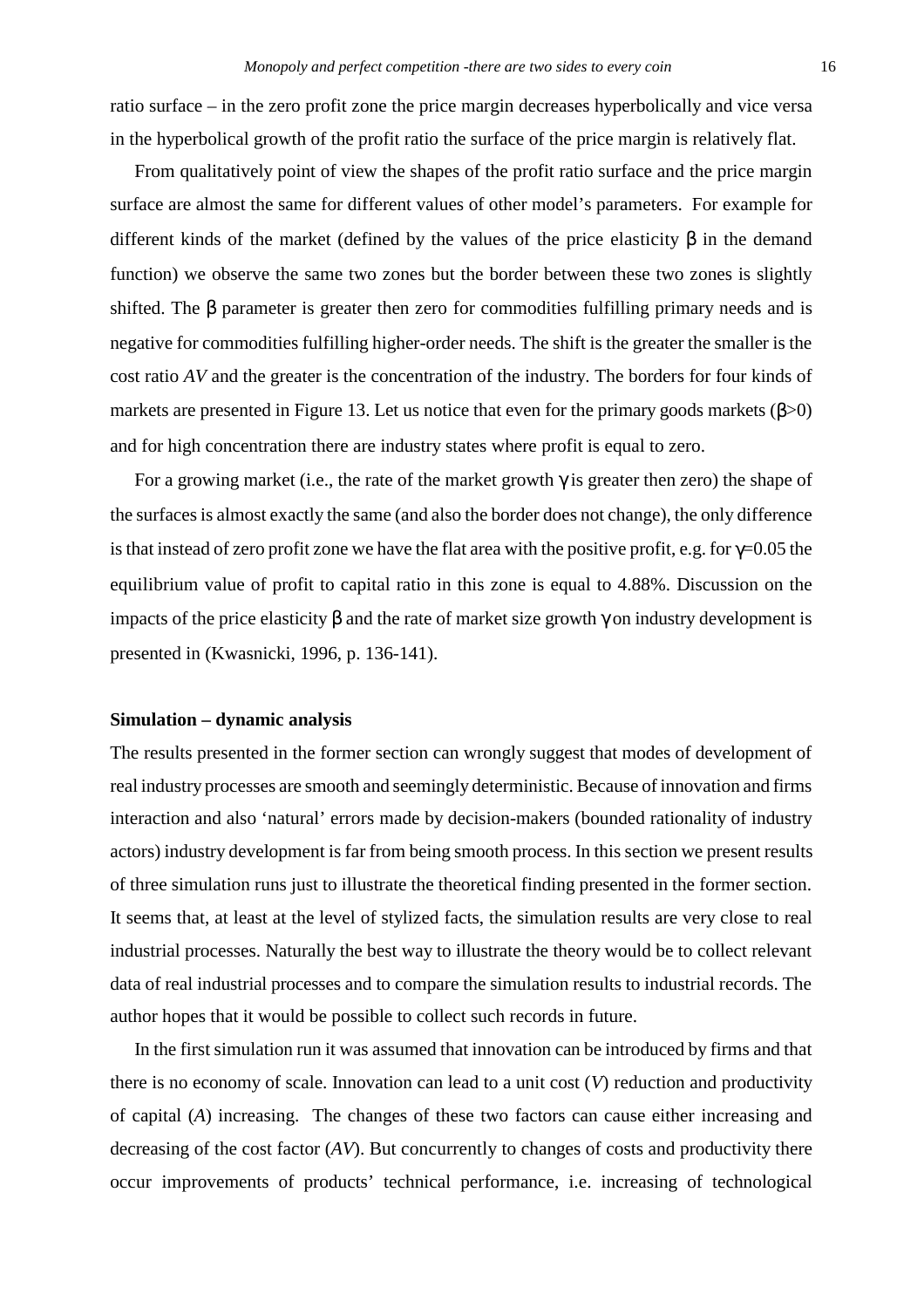ratio surface – in the zero profit zone the price margin decreases hyperbolically and vice versa in the hyperbolical growth of the profit ratio the surface of the price margin is relatively flat.

From qualitatively point of view the shapes of the profit ratio surface and the price margin surface are almost the same for different values of other model's parameters. For example for different kinds of the market (defined by the values of the price elasticity $\beta$ in the demand function) we observe the same two zones but the border between these two zones is slightly shifted. The $\beta$ parameter is greater then zero for commodities fulfilling primary needs and is negative for commodities fulfilling higher-order needs. The shift is the greater the smaller is the cost ratio *AV* and the greater is the concentration of the industry. The borders for four kinds of markets are presented in Figure 13. Let us notice that even for the primary goods markets ($\beta$>0) and for high concentration there are industry states where profit is equal to zero.

For a growing market (i.e., the rate of the market growth $\gamma$ is greater then zero) the shape of the surfaces is almost exactly the same (and also the border does not change), the only difference is that instead of zero profit zone we have the flat area with the positive profit, e.g. for $\gamma$=0.05 the equilibrium value of profit to capital ratio in this zone is equal to 4.88%. Discussion on the impacts of the price elasticity $\beta$ and the rate of market size growth $\gamma$ on industry development is presented in (Kwasnicki, 1996, p. 136-141).

**Simulation – dynamic analysis**

The results presented in the former section can wrongly suggest that modes of development of real industry processes are smooth and seemingly deterministic. Because of innovation and firms interaction and also 'natural' errors made by decision-makers (bounded rationality of industry actors) industry development is far from being smooth process. In this section we present results of three simulation runs just to illustrate the theoretical finding presented in the former section. It seems that, at least at the level of stylized facts, the simulation results are very close to real industrial processes. Naturally the best way to illustrate the theory would be to collect relevant data of real industrial processes and to compare the simulation results to industrial records. The author hopes that it would be possible to collect such records in future.

In the first simulation run it was assumed that innovation can be introduced by firms and that there is no economy of scale. Innovation can lead to a unit cost (*V*) reduction and productivity of capital (*A*) increasing. The changes of these two factors can cause either increasing and decreasing of the cost factor (*AV*). But concurrently to changes of costs and productivity there occur improvements of products' technical performance, i.e. increasing of technological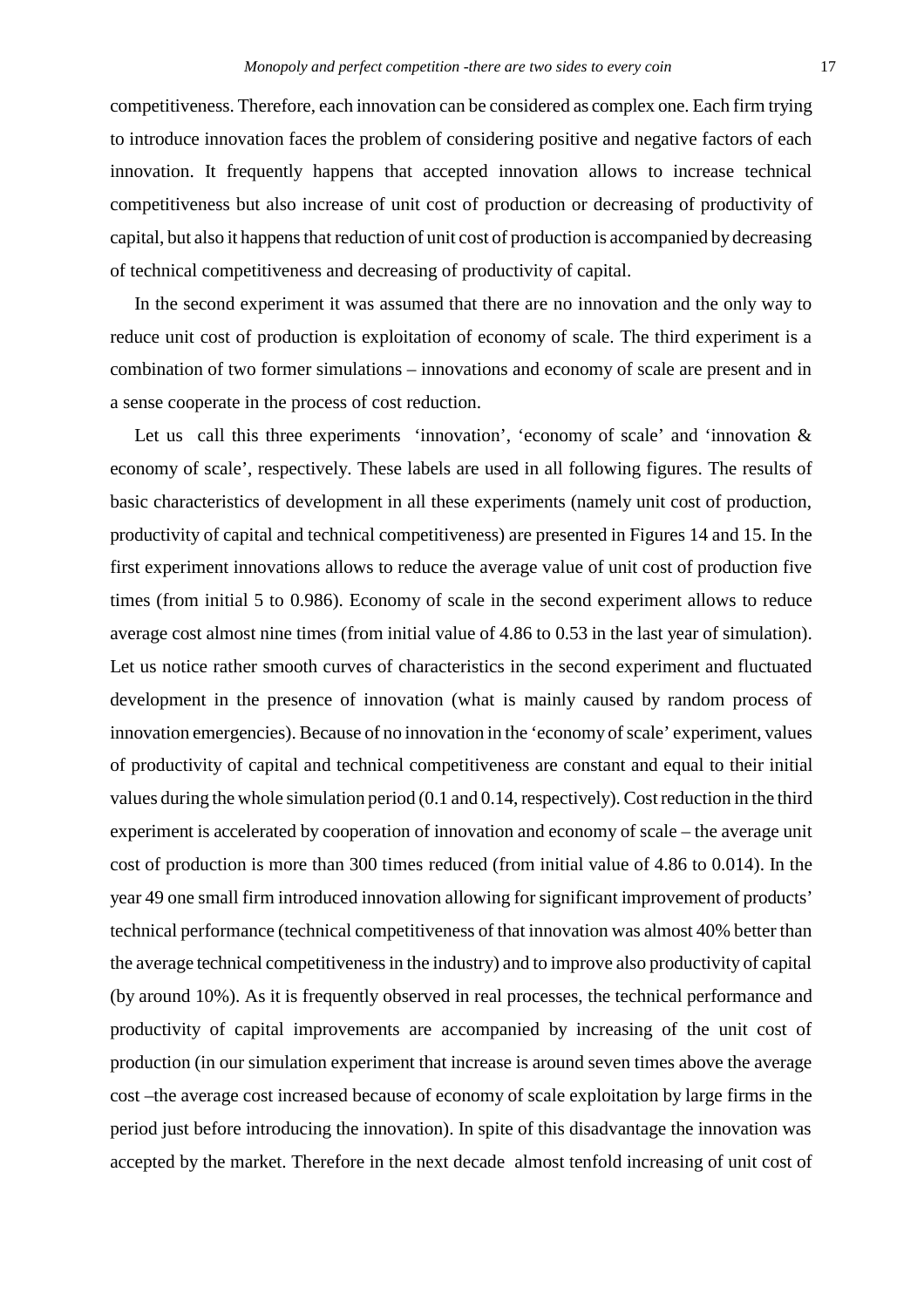competitiveness. Therefore, each innovation can be considered as complex one. Each firm trying to introduce innovation faces the problem of considering positive and negative factors of each innovation. It frequently happens that accepted innovation allows to increase technical competitiveness but also increase of unit cost of production or decreasing of productivity of capital, but also it happens that reduction of unit cost of production is accompanied by decreasing of technical competitiveness and decreasing of productivity of capital.

In the second experiment it was assumed that there are no innovation and the only way to reduce unit cost of production is exploitation of economy of scale. The third experiment is a combination of two former simulations – innovations and economy of scale are present and in a sense cooperate in the process of cost reduction.

Let us call this three experiments 'innovation', 'economy of scale' and 'innovation & economy of scale', respectively. These labels are used in all following figures. The results of basic characteristics of development in all these experiments (namely unit cost of production, productivity of capital and technical competitiveness) are presented in Figures 14 and 15. In the first experiment innovations allows to reduce the average value of unit cost of production five times (from initial 5 to 0.986). Economy of scale in the second experiment allows to reduce average cost almost nine times (from initial value of 4.86 to 0.53 in the last year of simulation). Let us notice rather smooth curves of characteristics in the second experiment and fluctuated development in the presence of innovation (what is mainly caused by random process of innovation emergencies). Because of no innovation in the 'economy of scale' experiment, values of productivity of capital and technical competitiveness are constant and equal to their initial values during the whole simulation period (0.1 and 0.14, respectively). Cost reduction in the third experiment is accelerated by cooperation of innovation and economy of scale – the average unit cost of production is more than 300 times reduced (from initial value of 4.86 to 0.014). In the year 49 one small firm introduced innovation allowing for significant improvement of products' technical performance (technical competitiveness of that innovation was almost 40% better than the average technical competitiveness in the industry) and to improve also productivity of capital (by around 10%). As it is frequently observed in real processes, the technical performance and productivity of capital improvements are accompanied by increasing of the unit cost of production (in our simulation experiment that increase is around seven times above the average cost –the average cost increased because of economy of scale exploitation by large firms in the period just before introducing the innovation). In spite of this disadvantage the innovation was accepted by the market. Therefore in the next decade almost tenfold increasing of unit cost of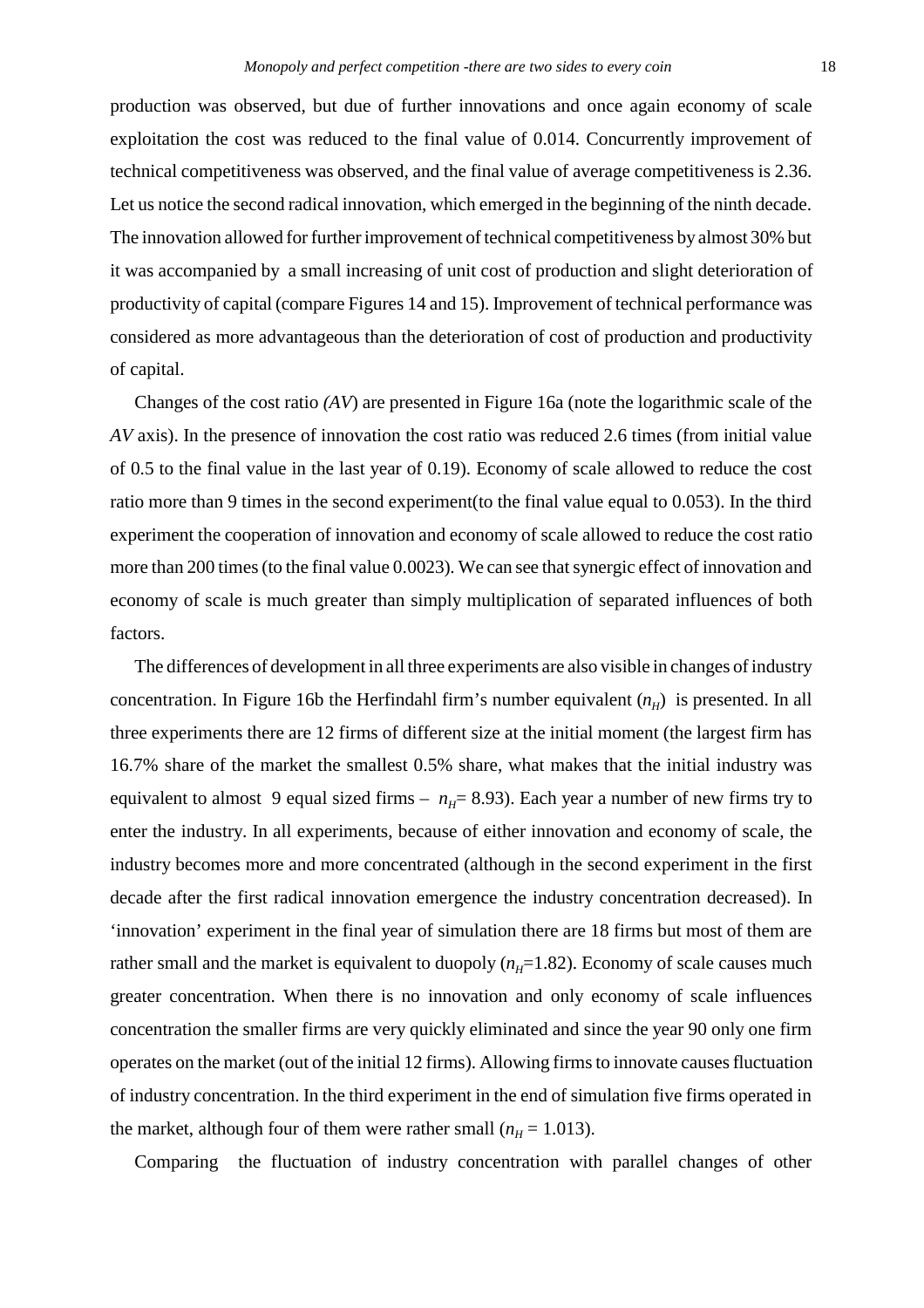production was observed, but due of further innovations and once again economy of scale exploitation the cost was reduced to the final value of 0.014. Concurrently improvement of technical competitiveness was observed, and the final value of average competitiveness is 2.36. Let us notice the second radical innovation, which emerged in the beginning of the ninth decade. The innovation allowed for further improvement of technical competitiveness by almost 30% but it was accompanied by a small increasing of unit cost of production and slight deterioration of productivity of capital (compare Figures 14 and 15). Improvement of technical performance was considered as more advantageous than the deterioration of cost of production and productivity of capital.

Changes of the cost ratio *(AV)* are presented in Figure 16a (note the logarithmic scale of the *AV* axis). In the presence of innovation the cost ratio was reduced 2.6 times (from initial value of 0.5 to the final value in the last year of 0.19). Economy of scale allowed to reduce the cost ratio more than 9 times in the second experiment(to the final value equal to 0.053). In the third experiment the cooperation of innovation and economy of scale allowed to reduce the cost ratio more than 200 times (to the final value 0.0023). We can see that synergic effect of innovation and economy of scale is much greater than simply multiplication of separated influences of both factors.

The differences of development in all three experiments are also visible in changes of industry concentration. In Figure 16b the Herfindahl firm's number equivalent ($n_H$) is presented. In all three experiments there are 12 firms of different size at the initial moment (the largest firm has 16.7% share of the market the smallest 0.5% share, what makes that the initial industry was equivalent to almost 9 equal sized firms – $n_H$= 8.93). Each year a number of new firms try to enter the industry. In all experiments, because of either innovation and economy of scale, the industry becomes more and more concentrated (although in the second experiment in the first decade after the first radical innovation emergence the industry concentration decreased). In 'innovation' experiment in the final year of simulation there are 18 firms but most of them are rather small and the market is equivalent to duopoly ($n_H$=1.82). Economy of scale causes much greater concentration. When there is no innovation and only economy of scale influences concentration the smaller firms are very quickly eliminated and since the year 90 only one firm operates on the market (out of the initial 12 firms). Allowing firms to innovate causes fluctuation of industry concentration. In the third experiment in the end of simulation five firms operated in the market, although four of them were rather small ($n_H$ = 1.013).

Comparing the fluctuation of industry concentration with parallel changes of other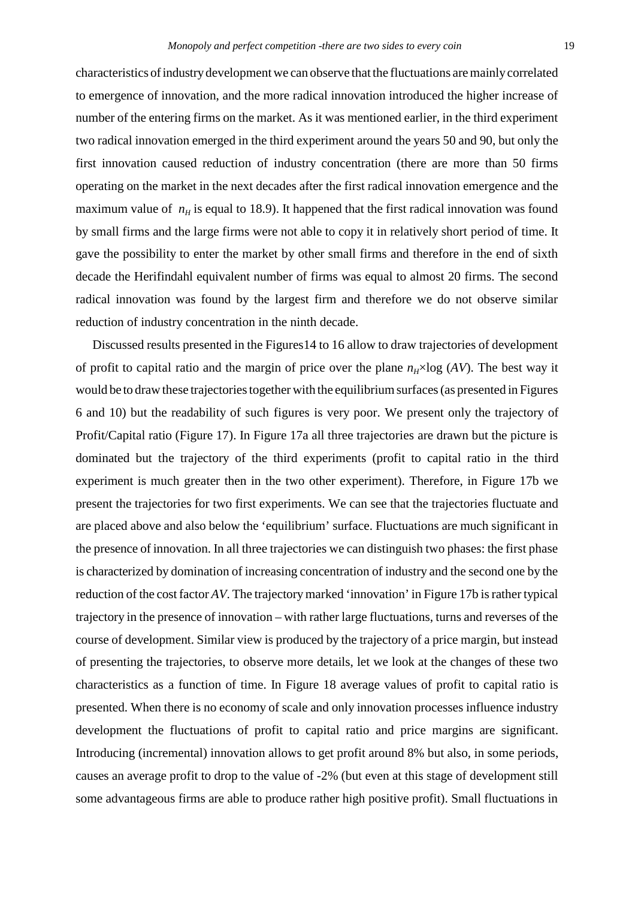characteristics of industry development we can observe that the fluctuations are mainly correlated to emergence of innovation, and the more radical innovation introduced the higher increase of number of the entering firms on the market. As it was mentioned earlier, in the third experiment two radical innovation emerged in the third experiment around the years 50 and 90, but only the first innovation caused reduction of industry concentration (there are more than 50 firms operating on the market in the next decades after the first radical innovation emergence and the maximum value of $n_H$ is equal to 18.9). It happened that the first radical innovation was found by small firms and the large firms were not able to copy it in relatively short period of time. It gave the possibility to enter the market by other small firms and therefore in the end of sixth decade the Herifindahl equivalent number of firms was equal to almost 20 firms. The second radical innovation was found by the largest firm and therefore we do not observe similar reduction of industry concentration in the ninth decade.

Discussed results presented in the Figures14 to 16 allow to draw trajectories of development of profit to capital ratio and the margin of price over the plane $n_H \times \log(AV)$. The best way it would be to draw these trajectories together with the equilibrium surfaces (as presented in Figures 6 and 10) but the readability of such figures is very poor. We present only the trajectory of Profit/Capital ratio (Figure 17). In Figure 17a all three trajectories are drawn but the picture is dominated but the trajectory of the third experiments (profit to capital ratio in the third experiment is much greater then in the two other experiment). Therefore, in Figure 17b we present the trajectories for two first experiments. We can see that the trajectories fluctuate and are placed above and also below the 'equilibrium' surface. Fluctuations are much significant in the presence of innovation. In all three trajectories we can distinguish two phases: the first phase is characterized by domination of increasing concentration of industry and the second one by the reduction of the cost factor *AV*. The trajectory marked 'innovation' in Figure 17b is rather typical trajectory in the presence of innovation – with rather large fluctuations, turns and reverses of the course of development. Similar view is produced by the trajectory of a price margin, but instead of presenting the trajectories, to observe more details, let we look at the changes of these two characteristics as a function of time. In Figure 18 average values of profit to capital ratio is presented. When there is no economy of scale and only innovation processes influence industry development the fluctuations of profit to capital ratio and price margins are significant. Introducing (incremental) innovation allows to get profit around 8% but also, in some periods, causes an average profit to drop to the value of -2% (but even at this stage of development still some advantageous firms are able to produce rather high positive profit). Small fluctuations in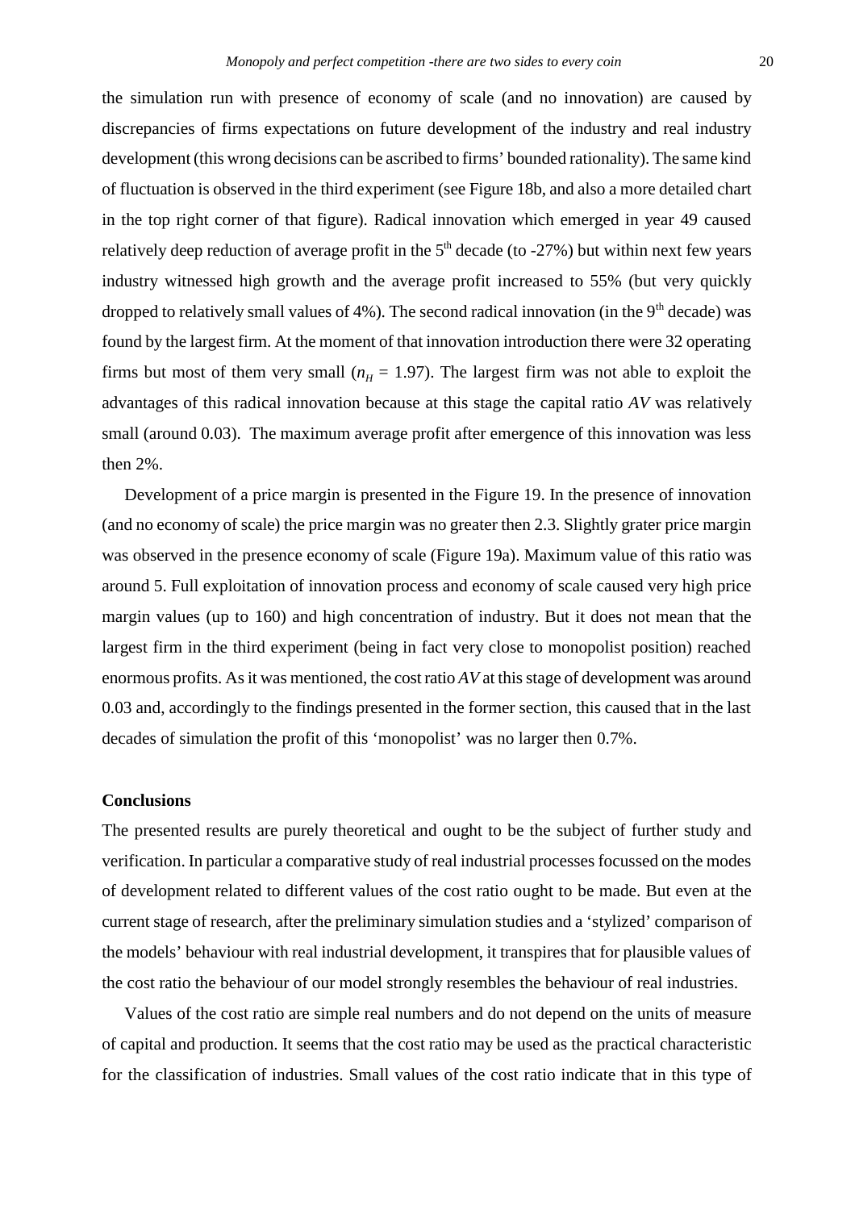the simulation run with presence of economy of scale (and no innovation) are caused by discrepancies of firms expectations on future development of the industry and real industry development (this wrong decisions can be ascribed to firms' bounded rationality). The same kind of fluctuation is observed in the third experiment (see Figure 18b, and also a more detailed chart in the top right corner of that figure). Radical innovation which emerged in year 49 caused relatively deep reduction of average profit in the 5th decade (to -27%) but within next few years industry witnessed high growth and the average profit increased to 55% (but very quickly dropped to relatively small values of 4%). The second radical innovation (in the 9th decade) was found by the largest firm. At the moment of that innovation introduction there were 32 operating firms but most of them very small ($n_H$ = 1.97). The largest firm was not able to exploit the advantages of this radical innovation because at this stage the capital ratio *AV* was relatively small (around 0.03). The maximum average profit after emergence of this innovation was less then 2%.

Development of a price margin is presented in the Figure 19. In the presence of innovation (and no economy of scale) the price margin was no greater then 2.3. Slightly grater price margin was observed in the presence economy of scale (Figure 19a). Maximum value of this ratio was around 5. Full exploitation of innovation process and economy of scale caused very high price margin values (up to 160) and high concentration of industry. But it does not mean that the largest firm in the third experiment (being in fact very close to monopolist position) reached enormous profits. As it was mentioned, the cost ratio *AV* at this stage of development was around 0.03 and, accordingly to the findings presented in the former section, this caused that in the last decades of simulation the profit of this 'monopolist' was no larger then 0.7%.

**Conclusions**

The presented results are purely theoretical and ought to be the subject of further study and verification. In particular a comparative study of real industrial processes focussed on the modes of development related to different values of the cost ratio ought to be made. But even at the current stage of research, after the preliminary simulation studies and a 'stylized' comparison of the models' behaviour with real industrial development, it transpires that for plausible values of the cost ratio the behaviour of our model strongly resembles the behaviour of real industries.

Values of the cost ratio are simple real numbers and do not depend on the units of measure of capital and production. It seems that the cost ratio may be used as the practical characteristic for the classification of industries. Small values of the cost ratio indicate that in this type of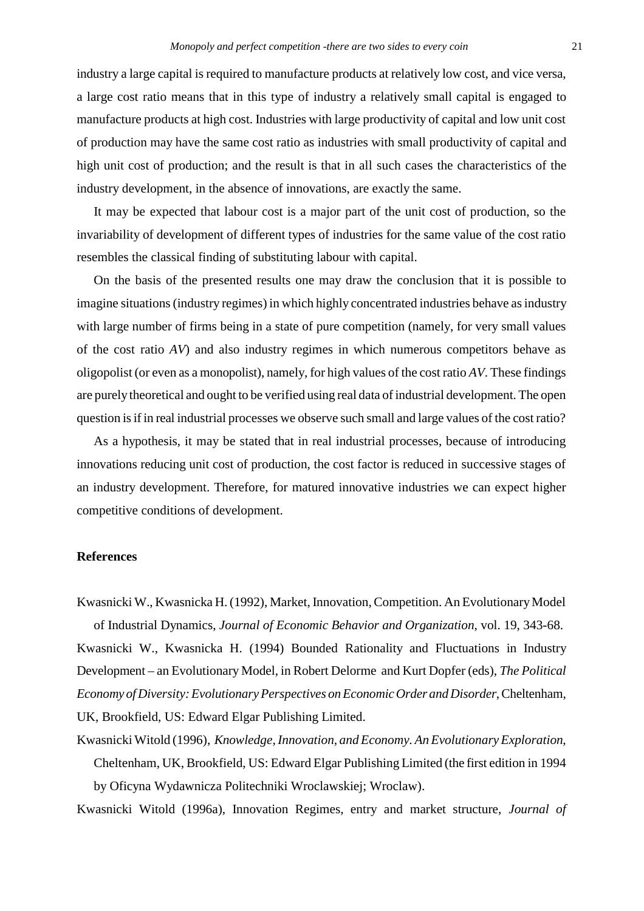industry a large capital is required to manufacture products at relatively low cost, and vice versa, a large cost ratio means that in this type of industry a relatively small capital is engaged to manufacture products at high cost. Industries with large productivity of capital and low unit cost of production may have the same cost ratio as industries with small productivity of capital and high unit cost of production; and the result is that in all such cases the characteristics of the industry development, in the absence of innovations, are exactly the same.

It may be expected that labour cost is a major part of the unit cost of production, so the invariability of development of different types of industries for the same value of the cost ratio resembles the classical finding of substituting labour with capital.

On the basis of the presented results one may draw the conclusion that it is possible to imagine situations (industry regimes) in which highly concentrated industries behave as industry with large number of firms being in a state of pure competition (namely, for very small values of the cost ratio *AV*) and also industry regimes in which numerous competitors behave as oligopolist (or even as a monopolist), namely, for high values of the cost ratio *AV*. These findings are purely theoretical and ought to be verified using real data of industrial development. The open question is if in real industrial processes we observe such small and large values of the cost ratio?

As a hypothesis, it may be stated that in real industrial processes, because of introducing innovations reducing unit cost of production, the cost factor is reduced in successive stages of an industry development. Therefore, for matured innovative industries we can expect higher competitive conditions of development.

## References

Kwasnicki W., Kwasnicka H. (1992), Market, Innovation, Competition. An Evolutionary Model of Industrial Dynamics, *Journal of Economic Behavior and Organization*, vol. 19, 343-68.

Kwasnicki W., Kwasnicka H. (1994) Bounded Rationality and Fluctuations in Industry Development – an Evolutionary Model, in Robert Delorme and Kurt Dopfer (eds), *The Political Economy of Diversity: Evolutionary Perspectives on Economic Order and Disorder*, Cheltenham, UK, Brookfield, US: Edward Elgar Publishing Limited.

Kwasnicki Witold (1996), *Knowledge, Innovation, and Economy. An Evolutionary Exploration*, Cheltenham, UK, Brookfield, US: Edward Elgar Publishing Limited (the first edition in 1994 by Oficyna Wydawnicza Politechniki Wroclawskiej; Wroclaw).

Kwasnicki Witold (1996a), Innovation Regimes, entry and market structure, *Journal of*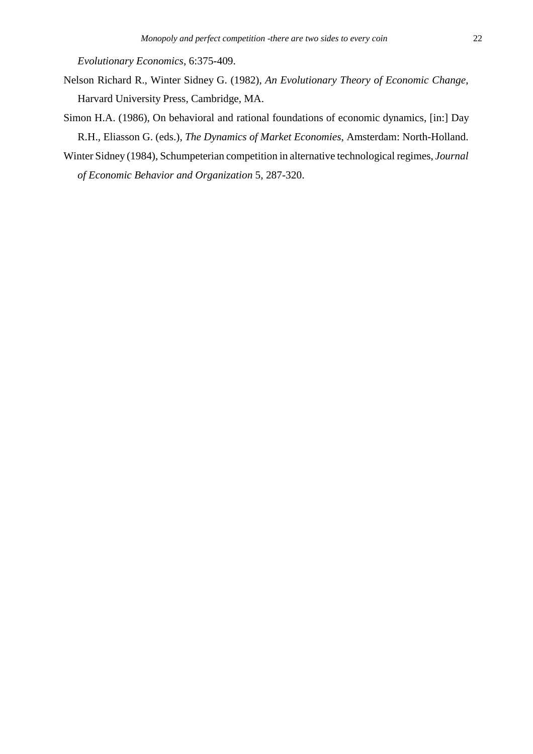*Evolutionary Economics*, 6:375-409.

Nelson Richard R., Winter Sidney G. (1982), *An Evolutionary Theory of Economic Change*, Harvard University Press, Cambridge, MA.

Simon H.A. (1986), On behavioral and rational foundations of economic dynamics, [in:] Day R.H., Eliasson G. (eds.), *The Dynamics of Market Economies*, Amsterdam: North-Holland.

Winter Sidney (1984), Schumpeterian competition in alternative technological regimes, *Journal of Economic Behavior and Organization* 5, 287-320.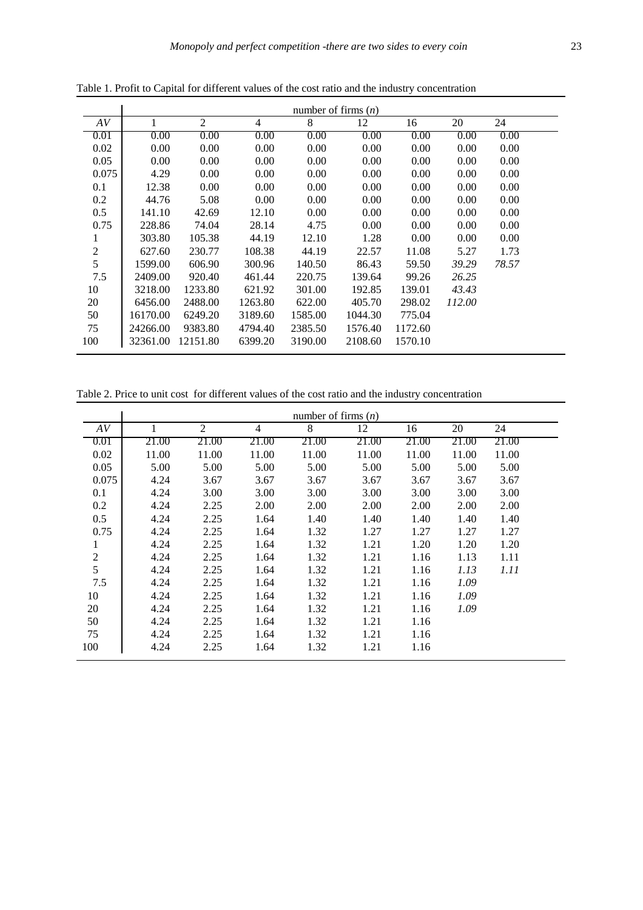Table 1. Profit to Capital for different values of the cost ratio and the industry concentration

| | number of firms ($n$) | | | | | | | |
|---|---|---|---|---|---|---|---|---|
| $AV$ | 1 | 2 | 4 | 8 | 12 | 16 | 20 | 24 |
| 0.01 | 0.00 | 0.00 | 0.00 | 0.00 | 0.00 | 0.00 | 0.00 | 0.00 |
| 0.02 | 0.00 | 0.00 | 0.00 | 0.00 | 0.00 | 0.00 | 0.00 | 0.00 |
| 0.05 | 0.00 | 0.00 | 0.00 | 0.00 | 0.00 | 0.00 | 0.00 | 0.00 |
| 0.075 | 4.29 | 0.00 | 0.00 | 0.00 | 0.00 | 0.00 | 0.00 | 0.00 |
| 0.1 | 12.38 | 0.00 | 0.00 | 0.00 | 0.00 | 0.00 | 0.00 | 0.00 |
| 0.2 | 44.76 | 5.08 | 0.00 | 0.00 | 0.00 | 0.00 | 0.00 | 0.00 |
| 0.5 | 141.10 | 42.69 | 12.10 | 0.00 | 0.00 | 0.00 | 0.00 | 0.00 |
| 0.75 | 228.86 | 74.04 | 28.14 | 4.75 | 0.00 | 0.00 | 0.00 | 0.00 |
| 1 | 303.80 | 105.38 | 44.19 | 12.10 | 1.28 | 0.00 | 0.00 | 0.00 |
| 2 | 627.60 | 230.77 | 108.38 | 44.19 | 22.57 | 11.08 | 5.27 | 1.73 |
| 5 | 1599.00 | 606.90 | 300.96 | 140.50 | 86.43 | 59.50 | *39.29* | *78.57* |
| 7.5 | 2409.00 | 920.40 | 461.44 | 220.75 | 139.64 | 99.26 | *26.25* | |
| 10 | 3218.00 | 1233.80 | 621.92 | 301.00 | 192.85 | 139.01 | *43.43* | |
| 20 | 6456.00 | 2488.00 | 1263.80 | 622.00 | 405.70 | 298.02 | *112.00* | |
| 50 | 16170.00 | 6249.20 | 3189.60 | 1585.00 | 1044.30 | 775.04 | | |
| 75 | 24266.00 | 9383.80 | 4794.40 | 2385.50 | 1576.40 | 1172.60 | | |
| 100 | 32361.00 | 12151.80 | 6399.20 | 3190.00 | 2108.60 | 1570.10 | | |

Table 2. Price to unit cost for different values of the cost ratio and the industry concentration

| | number of firms ($n$) | | | | | | | |
|---|---|---|---|---|---|---|---|---|
| $AV$ | 1 | 2 | 4 | 8 | 12 | 16 | 20 | 24 |
| 0.01 | 21.00 | 21.00 | 21.00 | 21.00 | 21.00 | 21.00 | 21.00 | 21.00 |
| 0.02 | 11.00 | 11.00 | 11.00 | 11.00 | 11.00 | 11.00 | 11.00 | 11.00 |
| 0.05 | 5.00 | 5.00 | 5.00 | 5.00 | 5.00 | 5.00 | 5.00 | 5.00 |
| 0.075 | 4.24 | 3.67 | 3.67 | 3.67 | 3.67 | 3.67 | 3.67 | 3.67 |
| 0.1 | 4.24 | 3.00 | 3.00 | 3.00 | 3.00 | 3.00 | 3.00 | 3.00 |
| 0.2 | 4.24 | 2.25 | 2.00 | 2.00 | 2.00 | 2.00 | 2.00 | 2.00 |
| 0.5 | 4.24 | 2.25 | 1.64 | 1.40 | 1.40 | 1.40 | 1.40 | 1.40 |
| 0.75 | 4.24 | 2.25 | 1.64 | 1.32 | 1.27 | 1.27 | 1.27 | 1.27 |
| 1 | 4.24 | 2.25 | 1.64 | 1.32 | 1.21 | 1.20 | 1.20 | 1.20 |
| 2 | 4.24 | 2.25 | 1.64 | 1.32 | 1.21 | 1.16 | 1.13 | 1.11 |
| 5 | 4.24 | 2.25 | 1.64 | 1.32 | 1.21 | 1.16 | *1.13* | *1.11* |
| 7.5 | 4.24 | 2.25 | 1.64 | 1.32 | 1.21 | 1.16 | *1.09* | |
| 10 | 4.24 | 2.25 | 1.64 | 1.32 | 1.21 | 1.16 | *1.09* | |
| 20 | 4.24 | 2.25 | 1.64 | 1.32 | 1.21 | 1.16 | *1.09* | |
| 50 | 4.24 | 2.25 | 1.64 | 1.32 | 1.21 | 1.16 | | |
| 75 | 4.24 | 2.25 | 1.64 | 1.32 | 1.21 | 1.16 | | |
| 100 | 4.24 | 2.25 | 1.64 | 1.32 | 1.21 | 1.16 | | |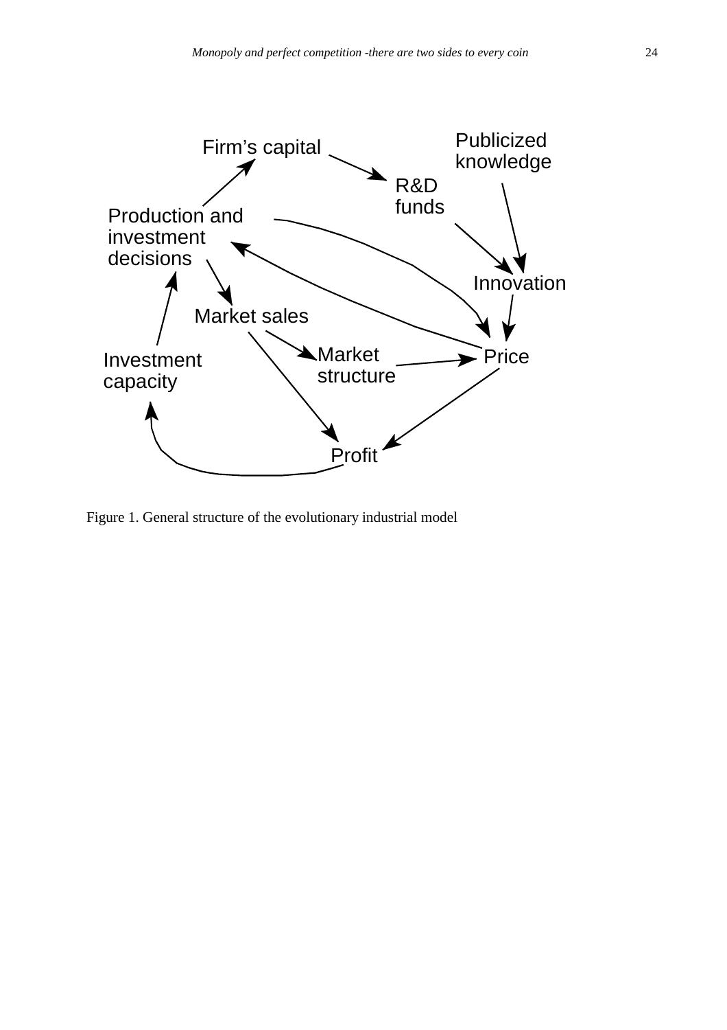Figure 1. General structure of the evolutionary industrial model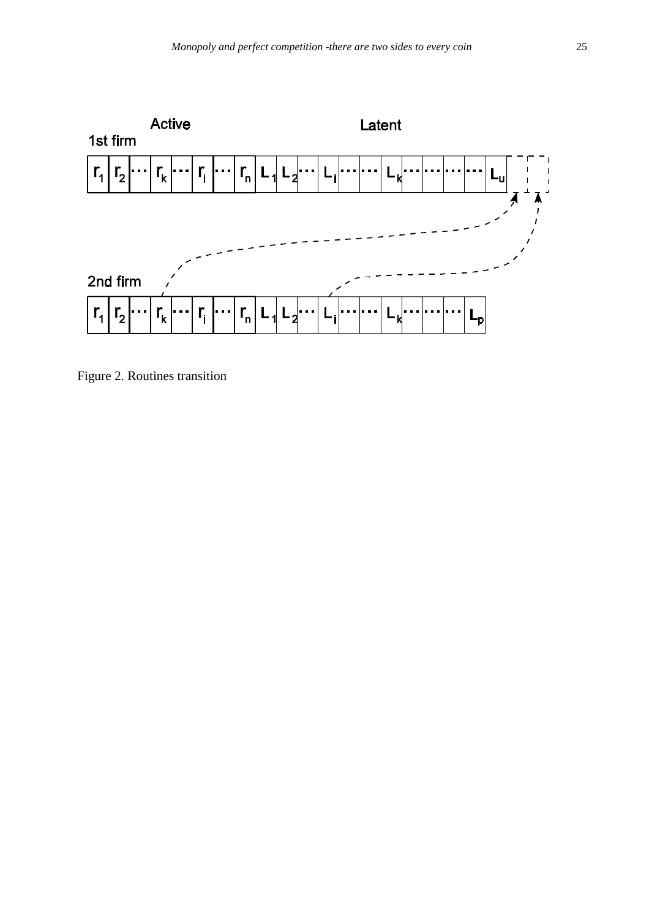Figure 2. Routines transition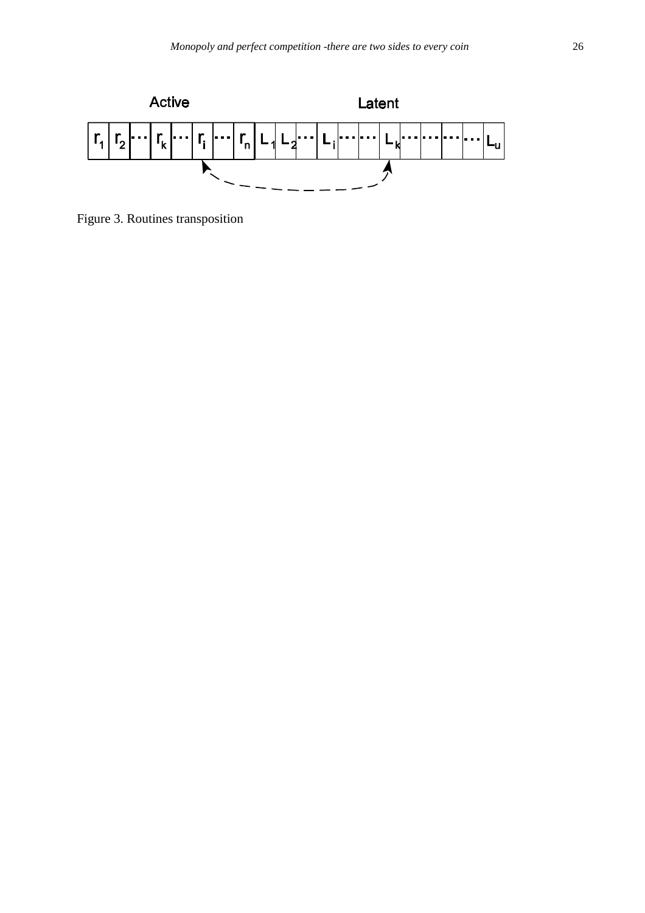Figure 3. Routines transposition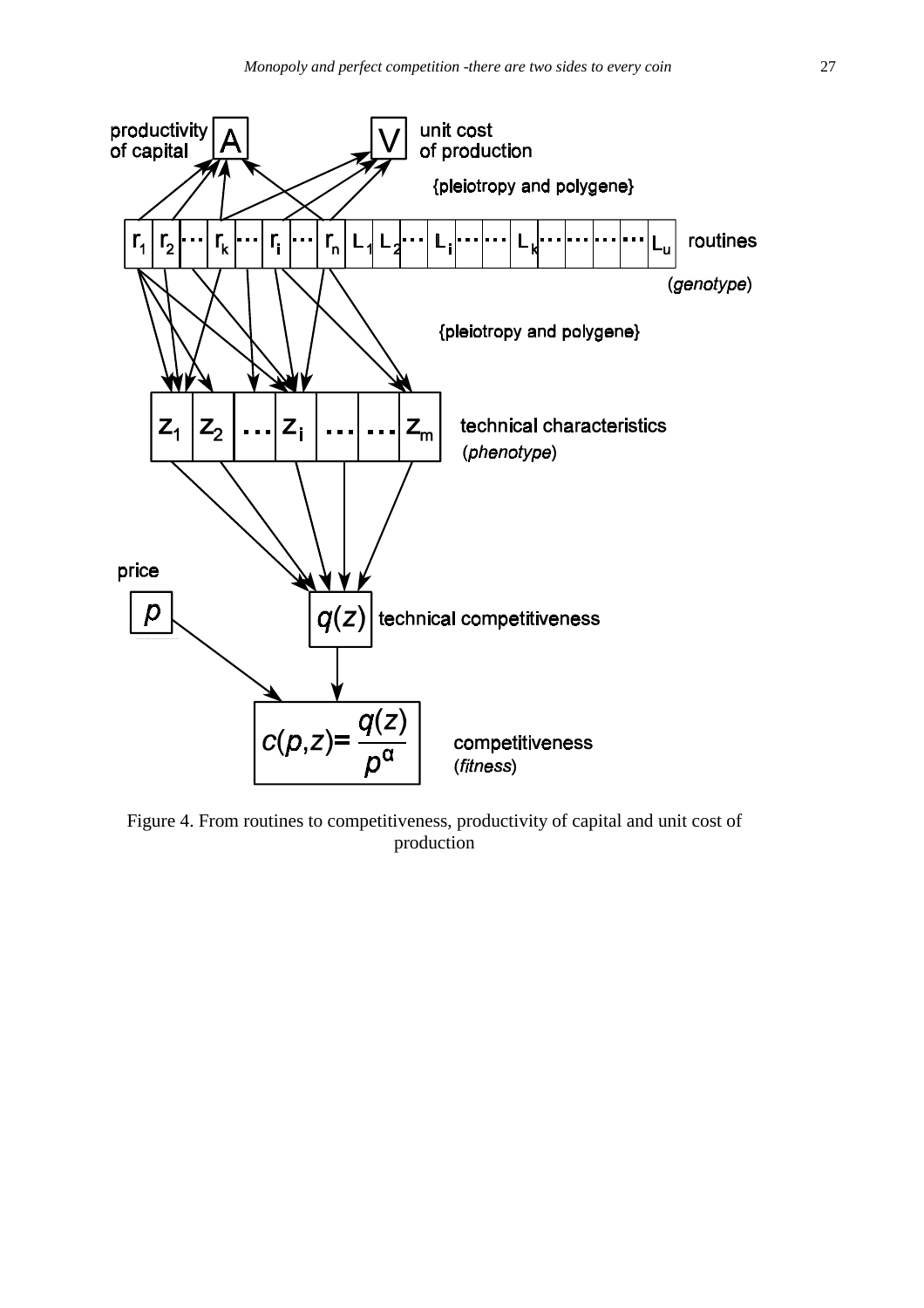Figure 4. From routines to competitiveness, productivity of capital and unit cost of production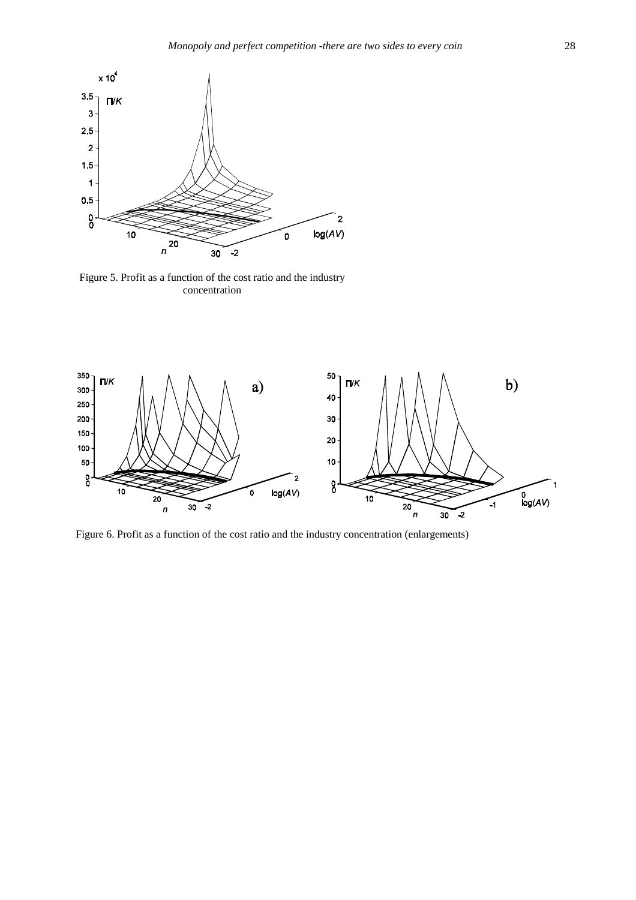Figure 5. Profit as a function of the cost ratio and the industry concentration

Figure 6. Profit as a function of the cost ratio and the industry concentration (enlargements)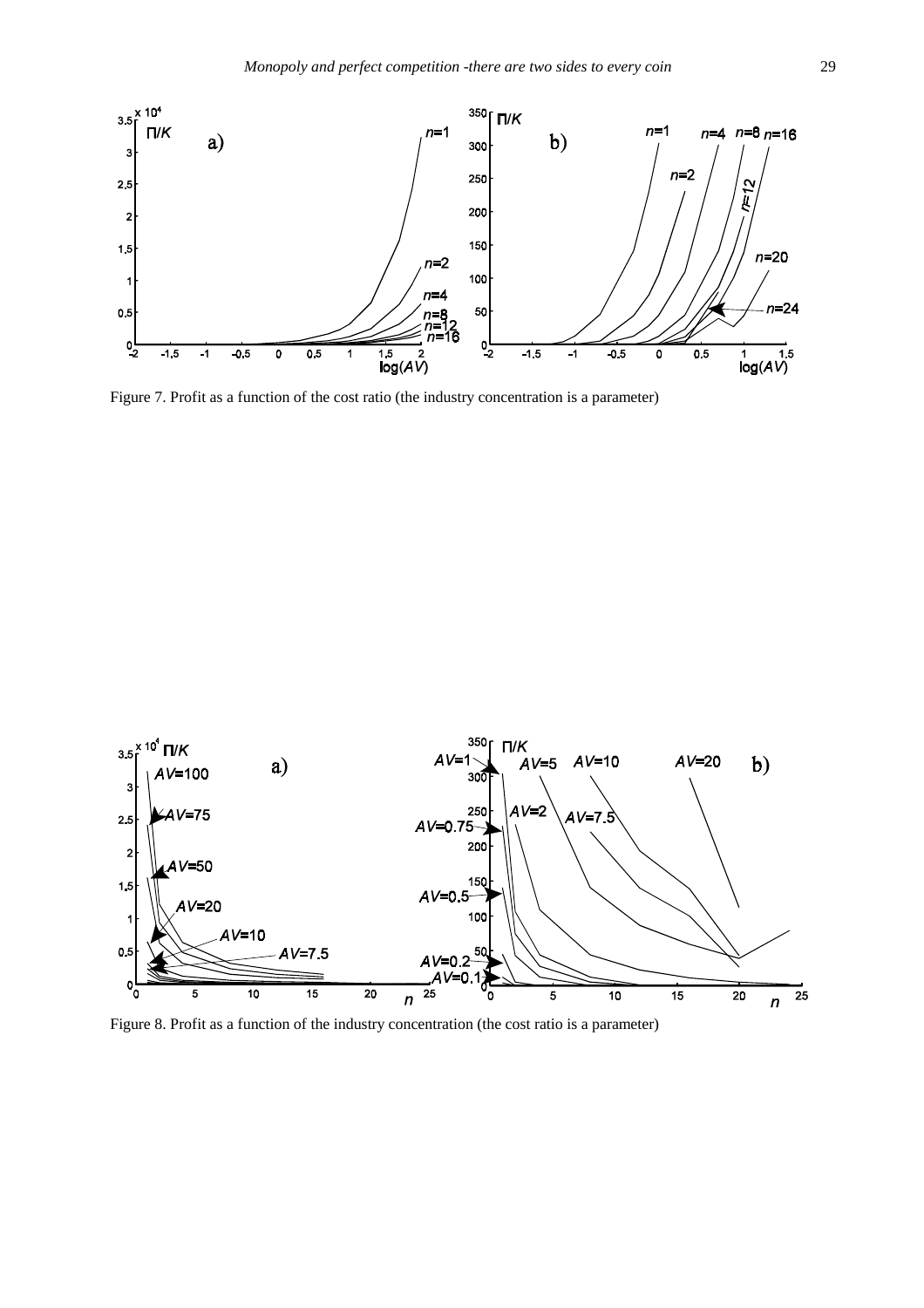Figure 7. Profit as a function of the cost ratio (the industry concentration is a parameter)

Figure 8. Profit as a function of the industry concentration (the cost ratio is a parameter)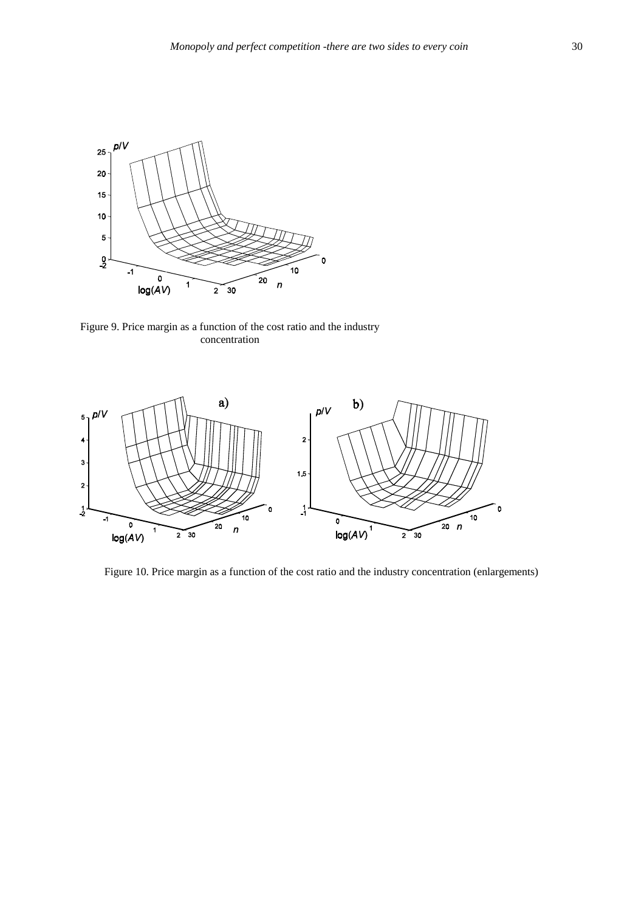Figure 9. Price margin as a function of the cost ratio and the industry concentration

Figure 10. Price margin as a function of the cost ratio and the industry concentration (enlargements)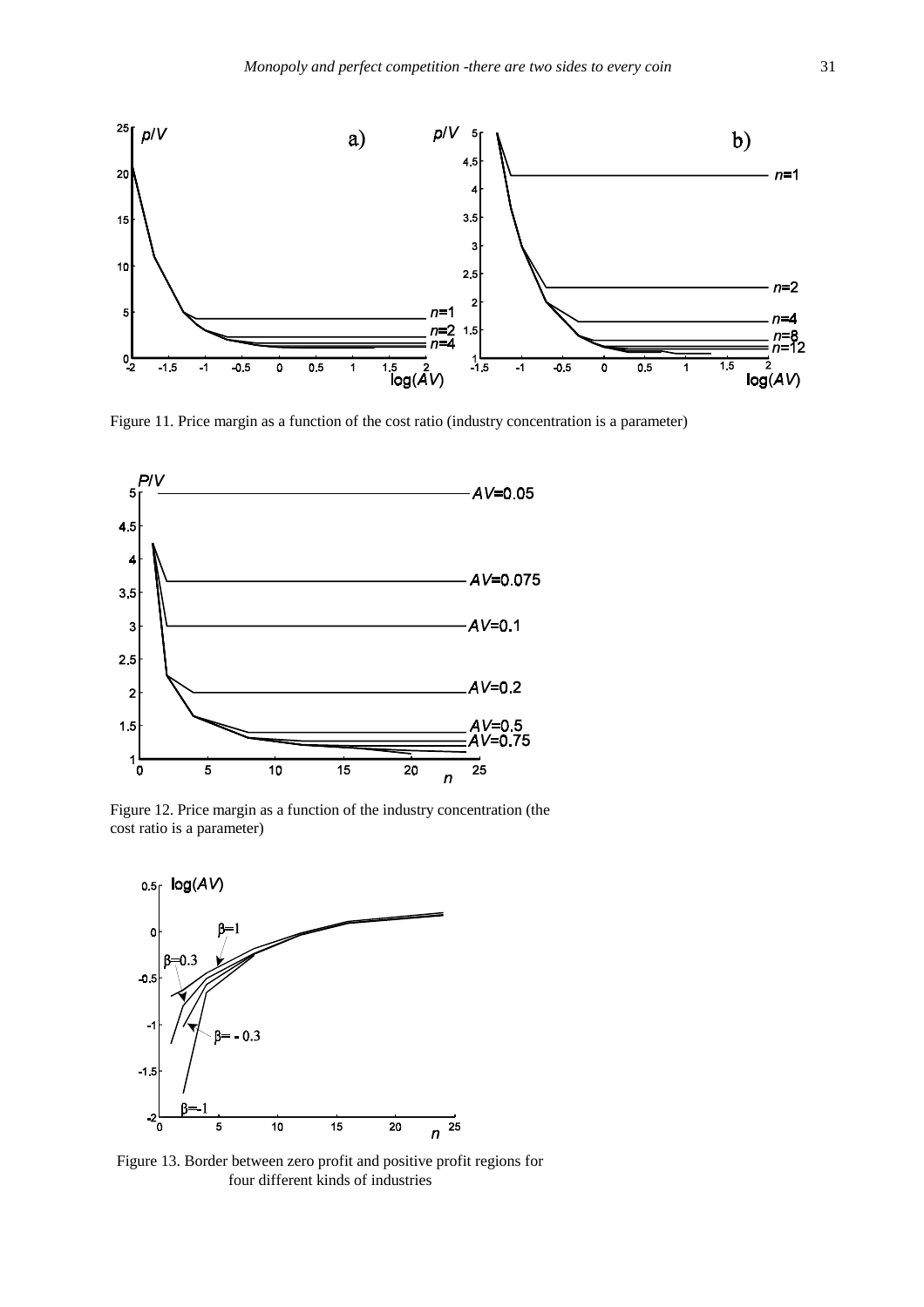Figure 11. Price margin as a function of the cost ratio (industry concentration is a parameter)

Figure 12. Price margin as a function of the industry concentration (the cost ratio is a parameter)

Figure 13. Border between zero profit and positive profit regions for four different kinds of industries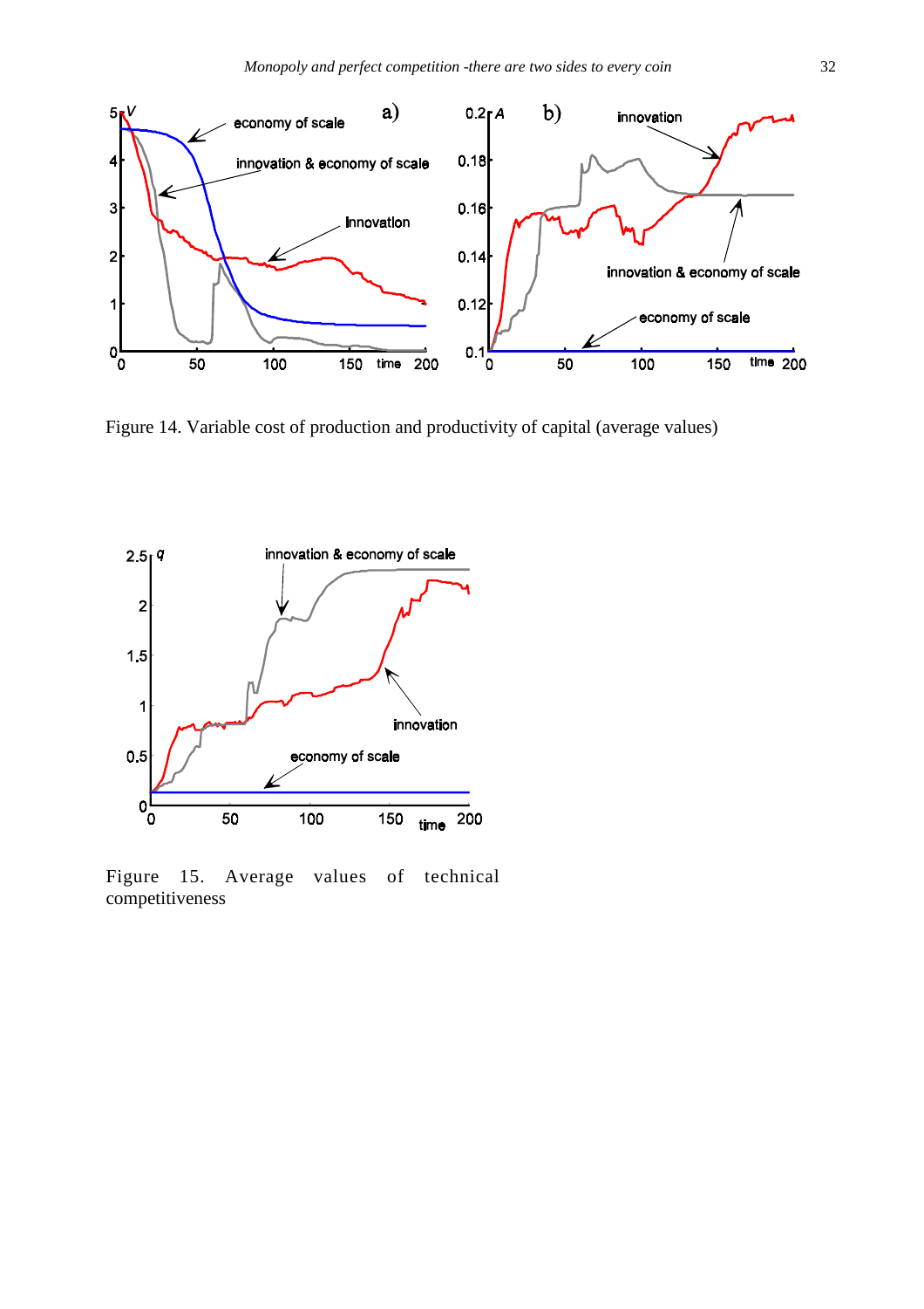Figure 14. Variable cost of production and productivity of capital (average values)

Figure 15. Average values of technical competitiveness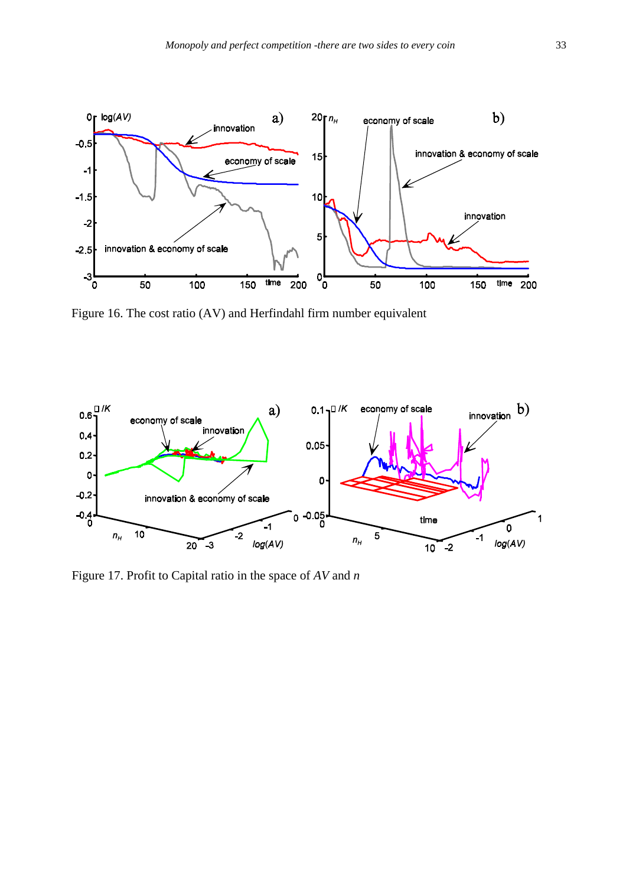Figure 16. The cost ratio (AV) and Herfindahl firm number equivalent

Figure 17. Profit to Capital ratio in the space of *AV* and *n*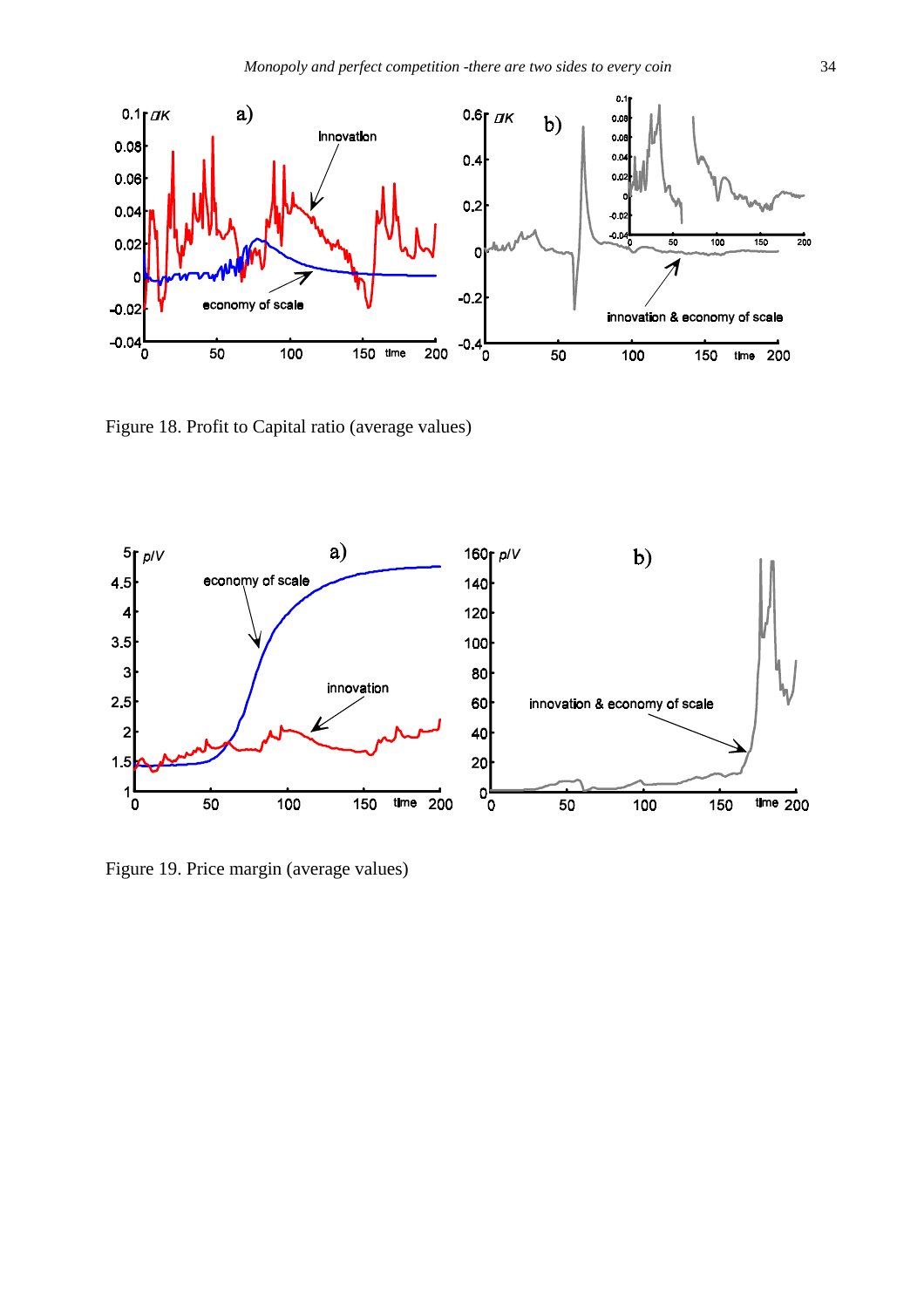0.1 Π/K
a)
Innovation
0.08
0.06
0.04
0.02
0
-0.02
-0.04
economy of scale
0 50 100 150 time 200

0.6 Π/K
b)
0.4
0.2
0
-0.2
-0.4
innovation & economy of scale
0 50 100 150 time 200

0.1
0.08
0.06
0.04
0.02
0
-0.02
-0.04
0 50 100 150 200

Figure 18. Profit to Capital ratio (average values)

5 p/V
a)
economy of scale
4.5
4
3.5
3
2.5
2
1.5
1
innovation
0 50 100 150 time 200

160 p/V
b)
140
120
100
80
60
40
20
0
innovation & economy of scale
0 50 100 150 time 200

Figure 19. Price margin (average values)